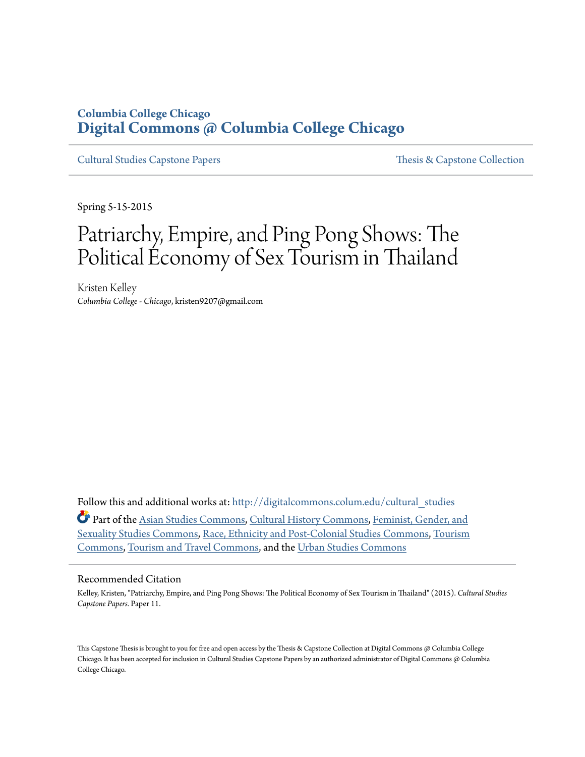Columbia College Chicago

**Digital Commons @ Columbia College Chicago**

Cultural Studies Capstone Papers | Thesis & Capstone Collection

Spring 5-15-2015

# Patriarchy, Empire, and Ping Pong Shows: The Political Economy of Sex Tourism in Thailand

Kristen Kelley
*Columbia College - Chicago*, kristen9207@gmail.com

Follow this and additional works at: http://digitalcommons.colum.edu/cultural_studies

Part of the Asian Studies Commons, Cultural History Commons, Feminist, Gender, and Sexuality Studies Commons, Race, Ethnicity and Post-Colonial Studies Commons, Tourism Commons, Tourism and Travel Commons, and the Urban Studies Commons

## Recommended Citation

Kelley, Kristen, "Patriarchy, Empire, and Ping Pong Shows: The Political Economy of Sex Tourism in Thailand" (2015). *Cultural Studies Capstone Papers.* Paper 11.

This Capstone Thesis is brought to you for free and open access by the Thesis & Capstone Collection at Digital Commons @ Columbia College Chicago. It has been accepted for inclusion in Cultural Studies Capstone Papers by an authorized administrator of Digital Commons @ Columbia College Chicago.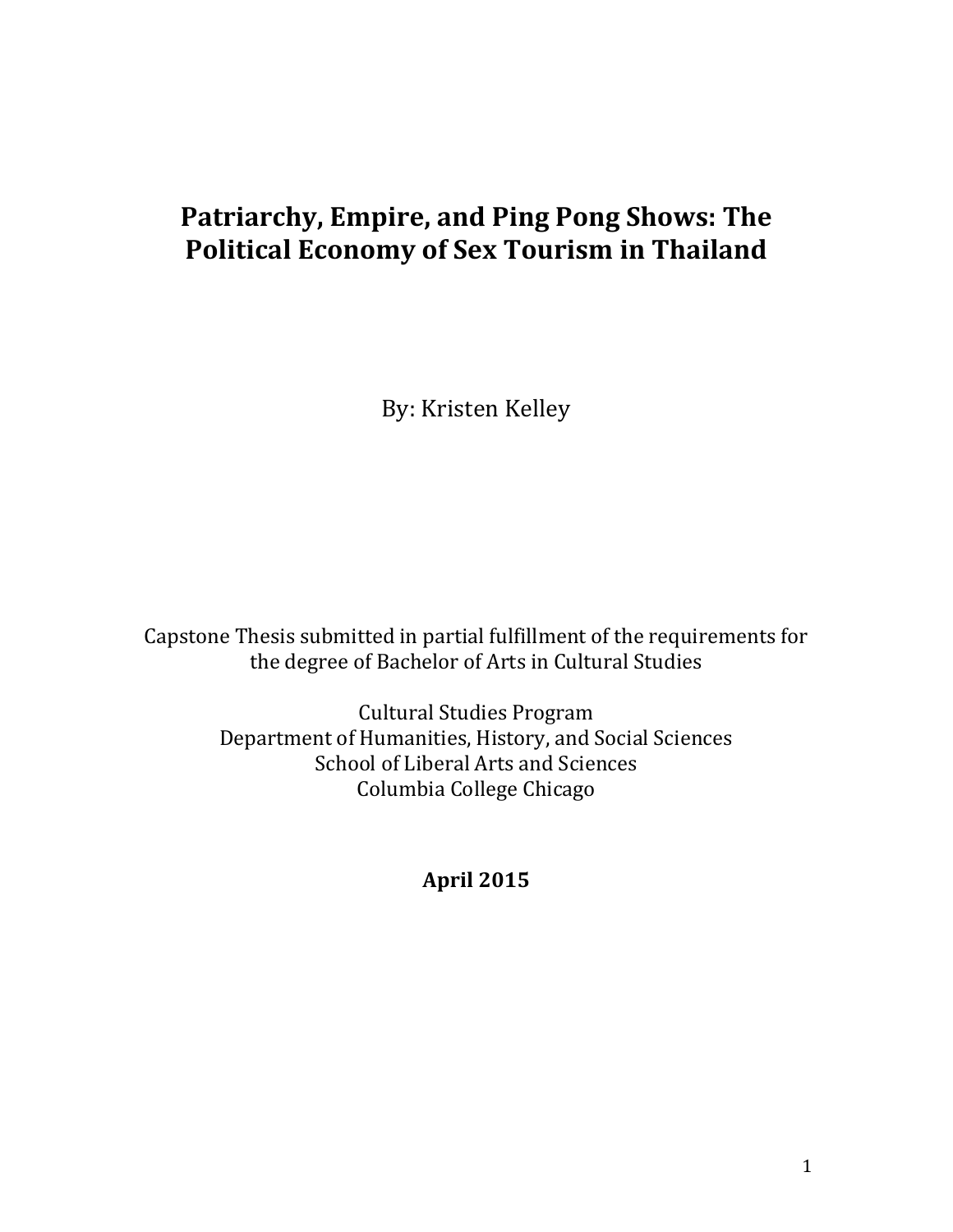# Patriarchy, Empire, and Ping Pong Shows: The Political Economy of Sex Tourism in Thailand

By: Kristen Kelley

Capstone Thesis submitted in partial fulfillment of the requirements for the degree of Bachelor of Arts in Cultural Studies

Cultural Studies Program
Department of Humanities, History, and Social Sciences
School of Liberal Arts and Sciences
Columbia College Chicago

**April 2015**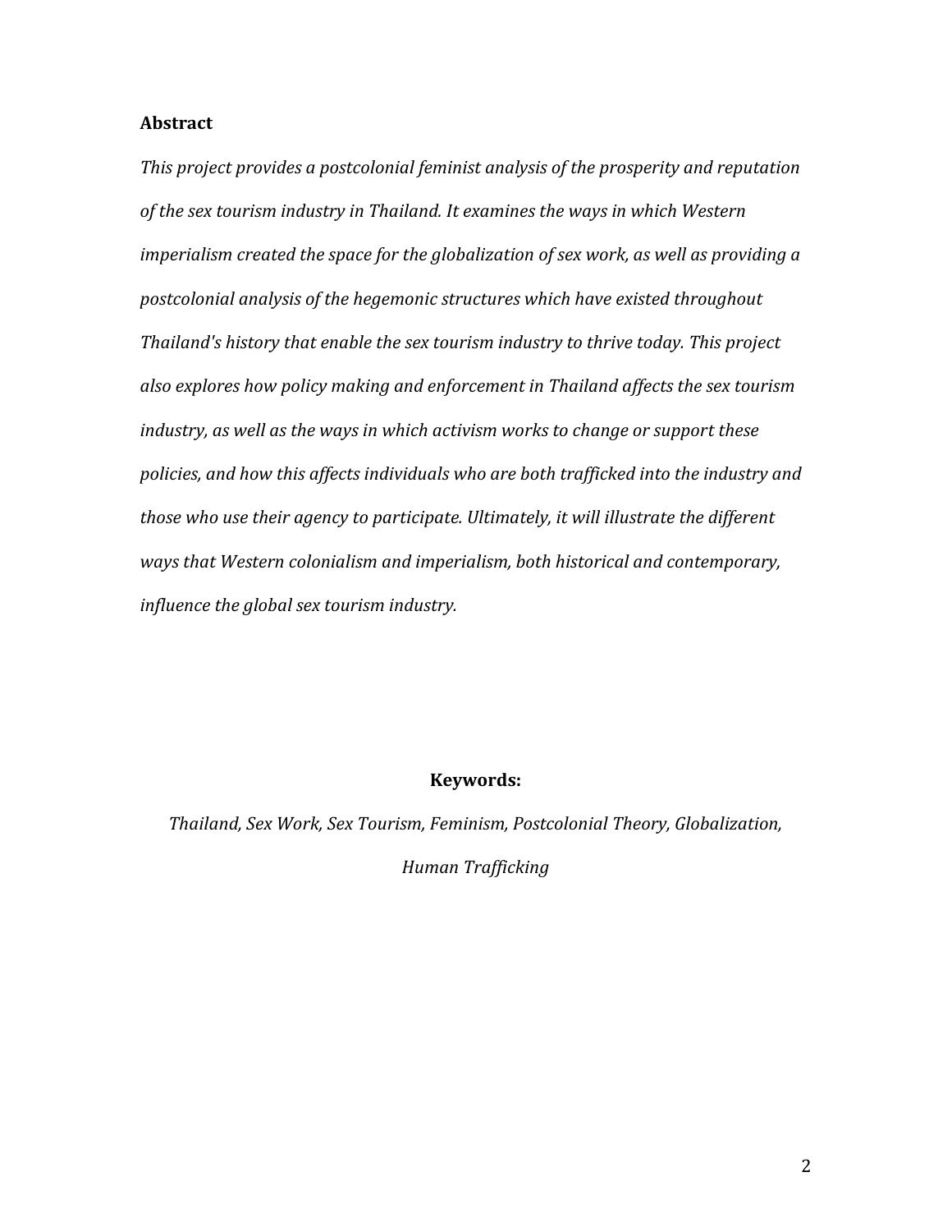## Abstract

*This project provides a postcolonial feminist analysis of the prosperity and reputation of the sex tourism industry in Thailand. It examines the ways in which Western imperialism created the space for the globalization of sex work, as well as providing a postcolonial analysis of the hegemonic structures which have existed throughout Thailand's history that enable the sex tourism industry to thrive today. This project also explores how policy making and enforcement in Thailand affects the sex tourism industry, as well as the ways in which activism works to change or support these policies, and how this affects individuals who are both trafficked into the industry and those who use their agency to participate. Ultimately, it will illustrate the different ways that Western colonialism and imperialism, both historical and contemporary, influence the global sex tourism industry.*

**Keywords:**

*Thailand, Sex Work, Sex Tourism, Feminism, Postcolonial Theory, Globalization, Human Trafficking*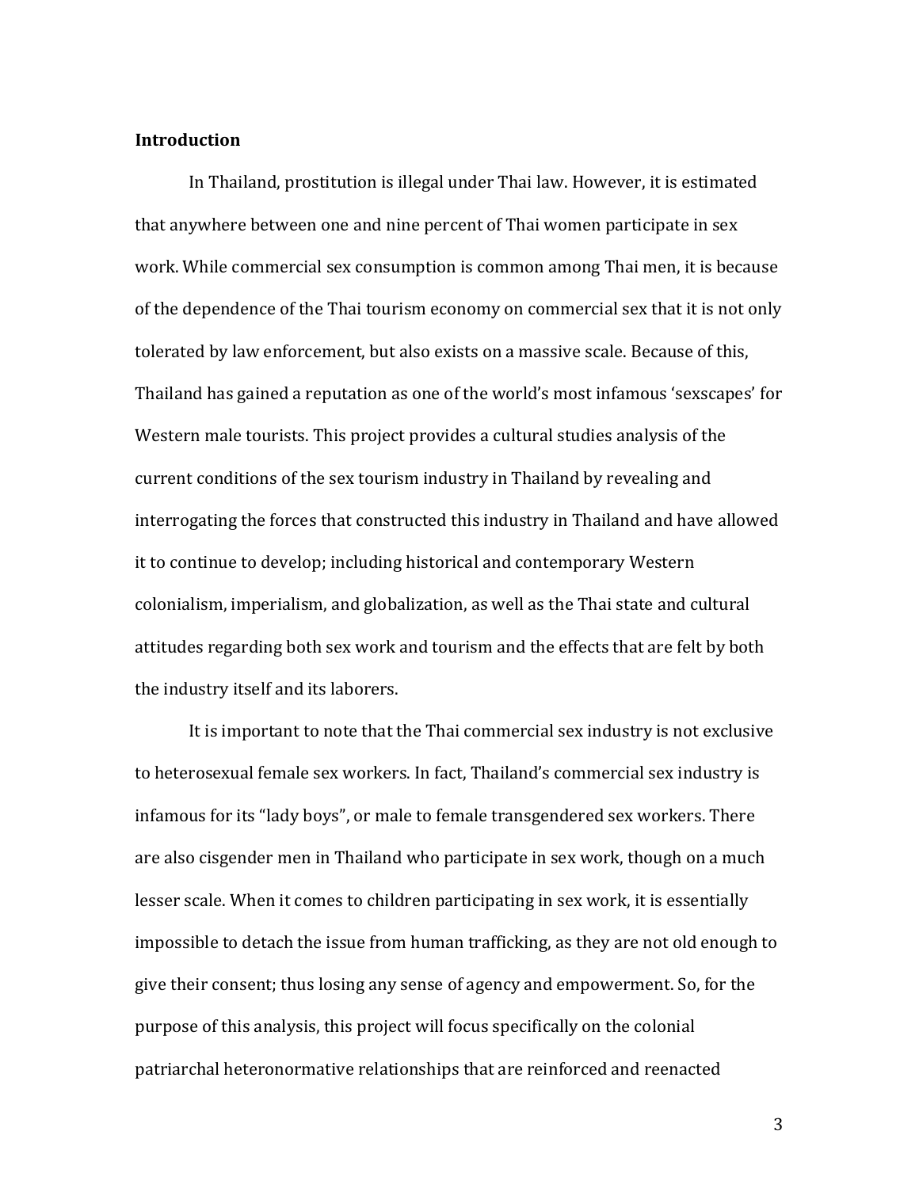**Introduction**

In Thailand, prostitution is illegal under Thai law. However, it is estimated that anywhere between one and nine percent of Thai women participate in sex work. While commercial sex consumption is common among Thai men, it is because of the dependence of the Thai tourism economy on commercial sex that it is not only tolerated by law enforcement, but also exists on a massive scale. Because of this, Thailand has gained a reputation as one of the world's most infamous 'sexscapes' for Western male tourists. This project provides a cultural studies analysis of the current conditions of the sex tourism industry in Thailand by revealing and interrogating the forces that constructed this industry in Thailand and have allowed it to continue to develop; including historical and contemporary Western colonialism, imperialism, and globalization, as well as the Thai state and cultural attitudes regarding both sex work and tourism and the effects that are felt by both the industry itself and its laborers.

It is important to note that the Thai commercial sex industry is not exclusive to heterosexual female sex workers. In fact, Thailand's commercial sex industry is infamous for its "lady boys", or male to female transgendered sex workers. There are also cisgender men in Thailand who participate in sex work, though on a much lesser scale. When it comes to children participating in sex work, it is essentially impossible to detach the issue from human trafficking, as they are not old enough to give their consent; thus losing any sense of agency and empowerment. So, for the purpose of this analysis, this project will focus specifically on the colonial patriarchal heteronormative relationships that are reinforced and reenacted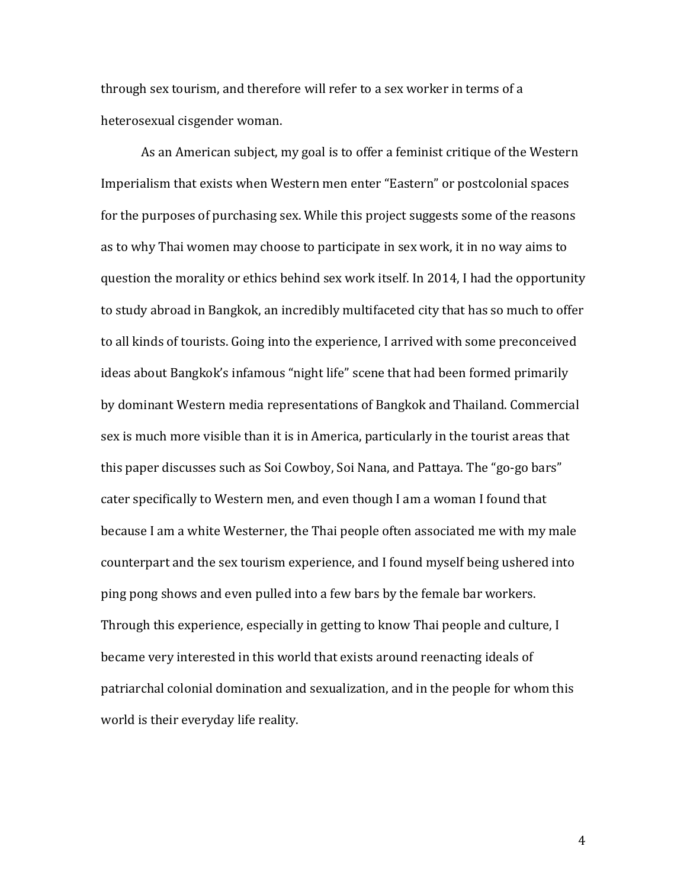through sex tourism, and therefore will refer to a sex worker in terms of a heterosexual cisgender woman.

As an American subject, my goal is to offer a feminist critique of the Western Imperialism that exists when Western men enter "Eastern" or postcolonial spaces for the purposes of purchasing sex. While this project suggests some of the reasons as to why Thai women may choose to participate in sex work, it in no way aims to question the morality or ethics behind sex work itself. In 2014, I had the opportunity to study abroad in Bangkok, an incredibly multifaceted city that has so much to offer to all kinds of tourists. Going into the experience, I arrived with some preconceived ideas about Bangkok's infamous "night life" scene that had been formed primarily by dominant Western media representations of Bangkok and Thailand. Commercial sex is much more visible than it is in America, particularly in the tourist areas that this paper discusses such as Soi Cowboy, Soi Nana, and Pattaya. The "go-go bars" cater specifically to Western men, and even though I am a woman I found that because I am a white Westerner, the Thai people often associated me with my male counterpart and the sex tourism experience, and I found myself being ushered into ping pong shows and even pulled into a few bars by the female bar workers. Through this experience, especially in getting to know Thai people and culture, I became very interested in this world that exists around reenacting ideals of patriarchal colonial domination and sexualization, and in the people for whom this world is their everyday life reality.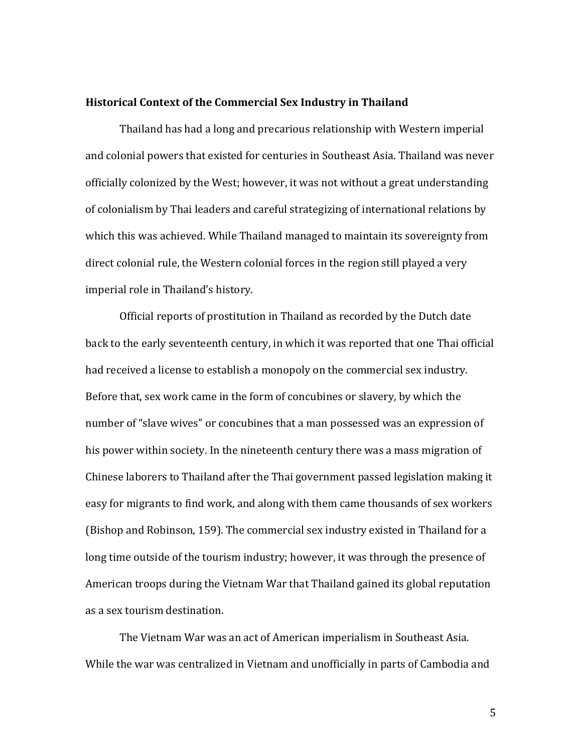**Historical Context of the Commercial Sex Industry in Thailand**

Thailand has had a long and precarious relationship with Western imperial and colonial powers that existed for centuries in Southeast Asia. Thailand was never officially colonized by the West; however, it was not without a great understanding of colonialism by Thai leaders and careful strategizing of international relations by which this was achieved. While Thailand managed to maintain its sovereignty from direct colonial rule, the Western colonial forces in the region still played a very imperial role in Thailand's history.

Official reports of prostitution in Thailand as recorded by the Dutch date back to the early seventeenth century, in which it was reported that one Thai official had received a license to establish a monopoly on the commercial sex industry. Before that, sex work came in the form of concubines or slavery, by which the number of "slave wives" or concubines that a man possessed was an expression of his power within society. In the nineteenth century there was a mass migration of Chinese laborers to Thailand after the Thai government passed legislation making it easy for migrants to find work, and along with them came thousands of sex workers (Bishop and Robinson, 159). The commercial sex industry existed in Thailand for a long time outside of the tourism industry; however, it was through the presence of American troops during the Vietnam War that Thailand gained its global reputation as a sex tourism destination.

The Vietnam War was an act of American imperialism in Southeast Asia. While the war was centralized in Vietnam and unofficially in parts of Cambodia and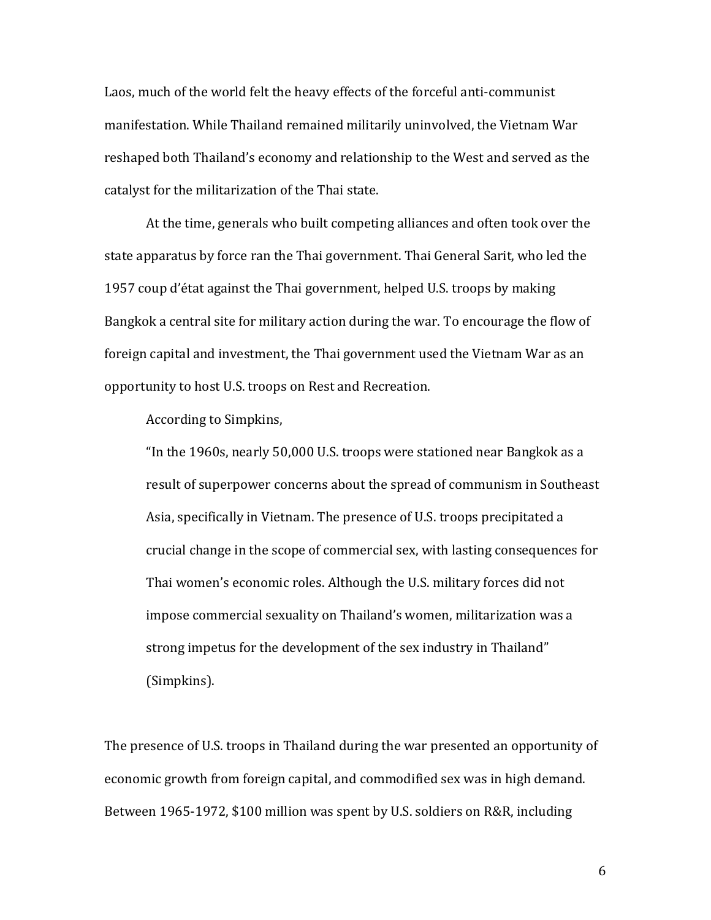Laos, much of the world felt the heavy effects of the forceful anti-communist manifestation. While Thailand remained militarily uninvolved, the Vietnam War reshaped both Thailand's economy and relationship to the West and served as the catalyst for the militarization of the Thai state.

At the time, generals who built competing alliances and often took over the state apparatus by force ran the Thai government. Thai General Sarit, who led the 1957 coup d'état against the Thai government, helped U.S. troops by making Bangkok a central site for military action during the war. To encourage the flow of foreign capital and investment, the Thai government used the Vietnam War as an opportunity to host U.S. troops on Rest and Recreation.

According to Simpkins,

> "In the 1960s, nearly 50,000 U.S. troops were stationed near Bangkok as a result of superpower concerns about the spread of communism in Southeast Asia, specifically in Vietnam. The presence of U.S. troops precipitated a crucial change in the scope of commercial sex, with lasting consequences for Thai women's economic roles. Although the U.S. military forces did not impose commercial sexuality on Thailand's women, militarization was a strong impetus for the development of the sex industry in Thailand" (Simpkins).

The presence of U.S. troops in Thailand during the war presented an opportunity of economic growth from foreign capital, and commodified sex was in high demand. Between 1965-1972, $100 million was spent by U.S. soldiers on R&R, including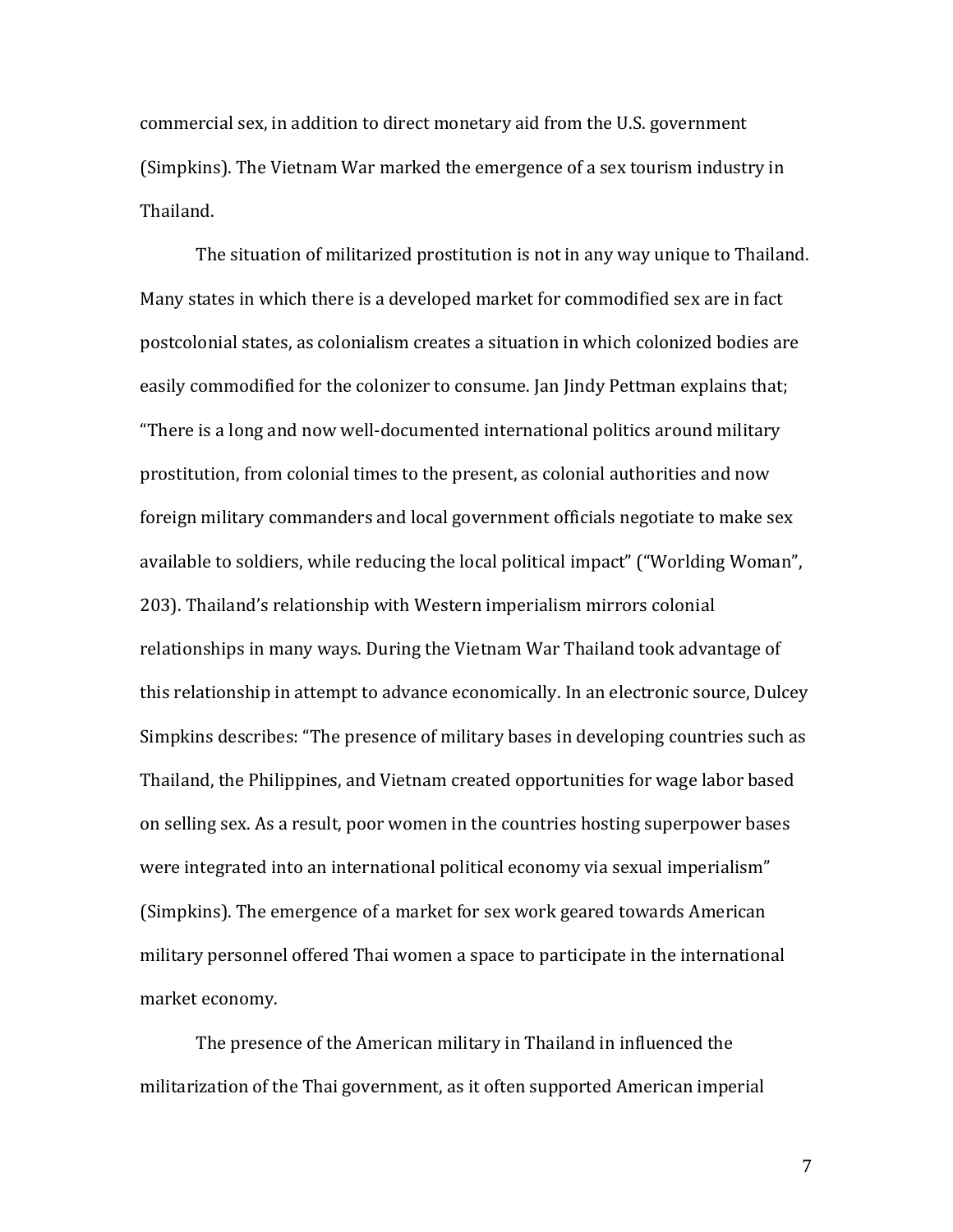commercial sex, in addition to direct monetary aid from the U.S. government (Simpkins). The Vietnam War marked the emergence of a sex tourism industry in Thailand.

The situation of militarized prostitution is not in any way unique to Thailand. Many states in which there is a developed market for commodified sex are in fact postcolonial states, as colonialism creates a situation in which colonized bodies are easily commodified for the colonizer to consume. Jan Jindy Pettman explains that; "There is a long and now well-documented international politics around military prostitution, from colonial times to the present, as colonial authorities and now foreign military commanders and local government officials negotiate to make sex available to soldiers, while reducing the local political impact" ("Worlding Woman", 203). Thailand's relationship with Western imperialism mirrors colonial relationships in many ways. During the Vietnam War Thailand took advantage of this relationship in attempt to advance economically. In an electronic source, Dulcey Simpkins describes: "The presence of military bases in developing countries such as Thailand, the Philippines, and Vietnam created opportunities for wage labor based on selling sex. As a result, poor women in the countries hosting superpower bases were integrated into an international political economy via sexual imperialism" (Simpkins). The emergence of a market for sex work geared towards American military personnel offered Thai women a space to participate in the international market economy.

The presence of the American military in Thailand in influenced the militarization of the Thai government, as it often supported American imperial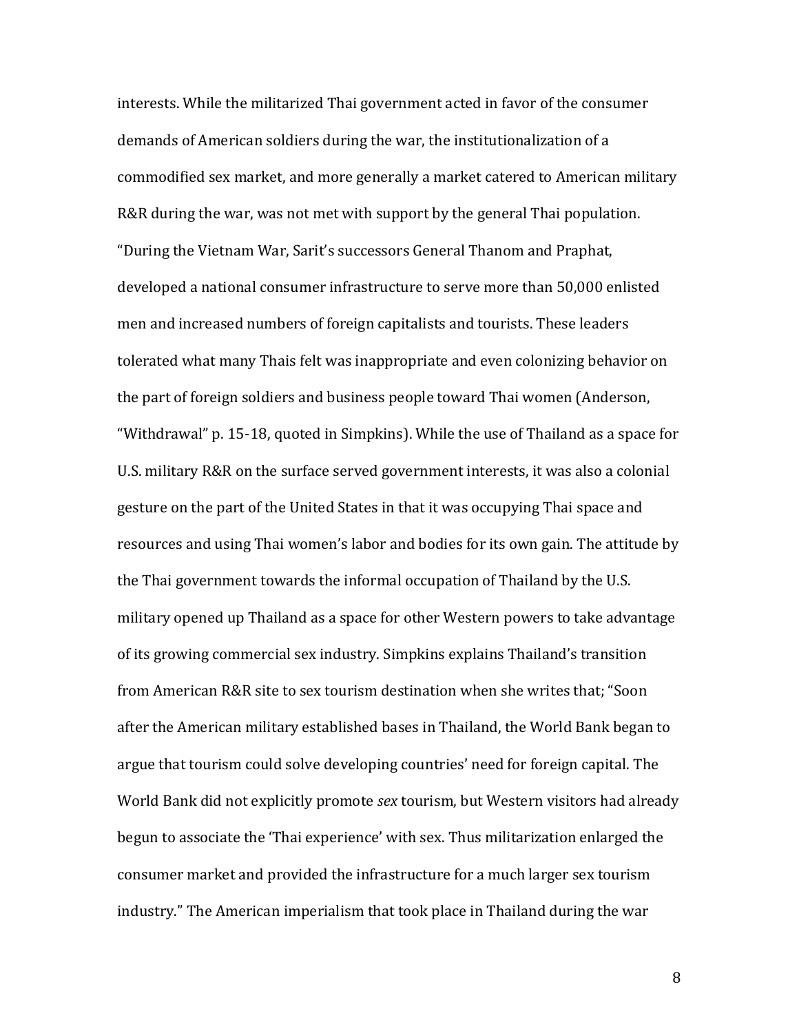interests. While the militarized Thai government acted in favor of the consumer demands of American soldiers during the war, the institutionalization of a commodified sex market, and more generally a market catered to American military R&R during the war, was not met with support by the general Thai population. "During the Vietnam War, Sarit's successors General Thanom and Praphat, developed a national consumer infrastructure to serve more than 50,000 enlisted men and increased numbers of foreign capitalists and tourists. These leaders tolerated what many Thais felt was inappropriate and even colonizing behavior on the part of foreign soldiers and business people toward Thai women (Anderson, "Withdrawal" p. 15-18, quoted in Simpkins). While the use of Thailand as a space for U.S. military R&R on the surface served government interests, it was also a colonial gesture on the part of the United States in that it was occupying Thai space and resources and using Thai women's labor and bodies for its own gain. The attitude by the Thai government towards the informal occupation of Thailand by the U.S. military opened up Thailand as a space for other Western powers to take advantage of its growing commercial sex industry. Simpkins explains Thailand's transition from American R&R site to sex tourism destination when she writes that; "Soon after the American military established bases in Thailand, the World Bank began to argue that tourism could solve developing countries' need for foreign capital. The World Bank did not explicitly promote *sex* tourism, but Western visitors had already begun to associate the 'Thai experience' with sex. Thus militarization enlarged the consumer market and provided the infrastructure for a much larger sex tourism industry." The American imperialism that took place in Thailand during the war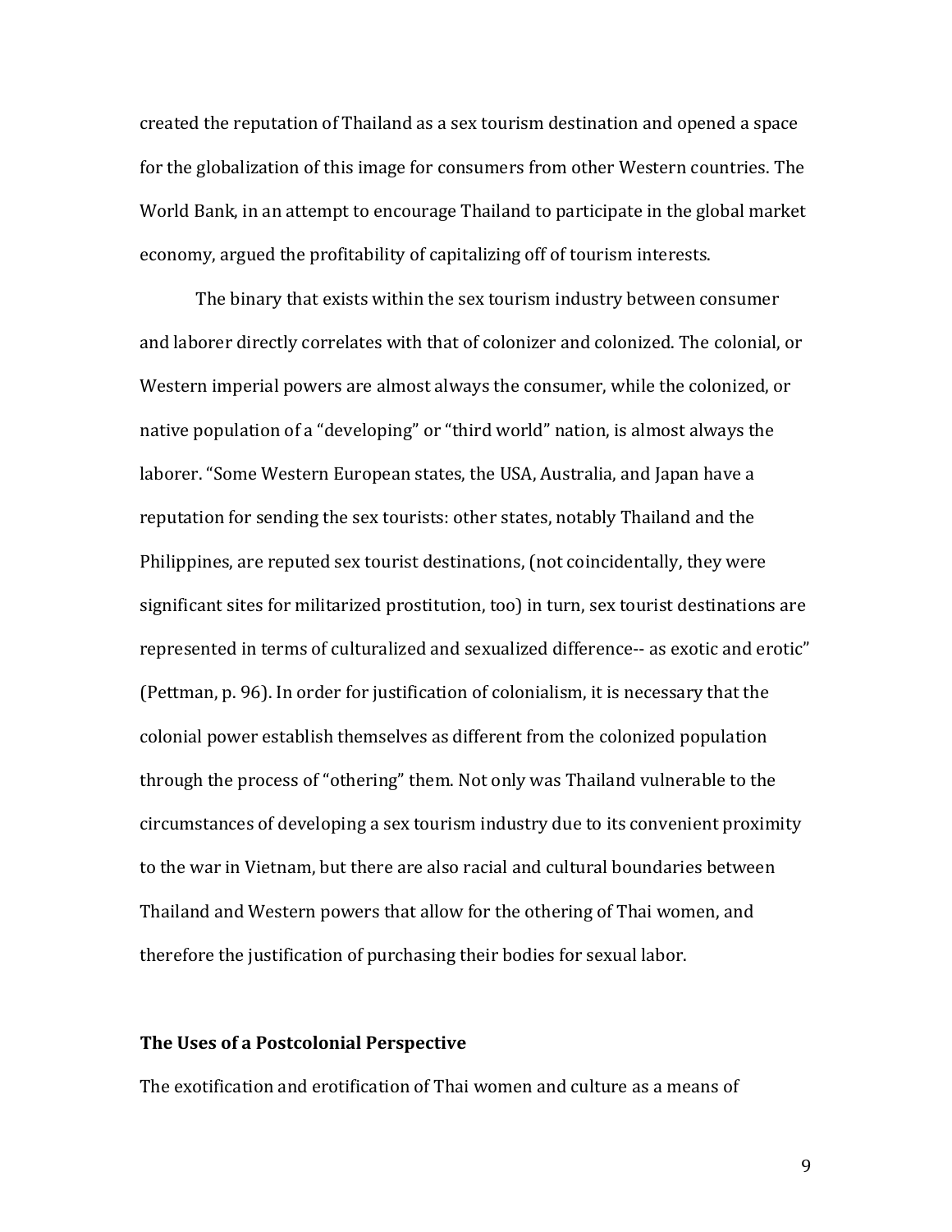created the reputation of Thailand as a sex tourism destination and opened a space for the globalization of this image for consumers from other Western countries. The World Bank, in an attempt to encourage Thailand to participate in the global market economy, argued the profitability of capitalizing off of tourism interests.

The binary that exists within the sex tourism industry between consumer and laborer directly correlates with that of colonizer and colonized. The colonial, or Western imperial powers are almost always the consumer, while the colonized, or native population of a "developing" or "third world" nation, is almost always the laborer. "Some Western European states, the USA, Australia, and Japan have a reputation for sending the sex tourists: other states, notably Thailand and the Philippines, are reputed sex tourist destinations, (not coincidentally, they were significant sites for militarized prostitution, too) in turn, sex tourist destinations are represented in terms of culturalized and sexualized difference-- as exotic and erotic" (Pettman, p. 96). In order for justification of colonialism, it is necessary that the colonial power establish themselves as different from the colonized population through the process of "othering" them. Not only was Thailand vulnerable to the circumstances of developing a sex tourism industry due to its convenient proximity to the war in Vietnam, but there are also racial and cultural boundaries between Thailand and Western powers that allow for the othering of Thai women, and therefore the justification of purchasing their bodies for sexual labor.

**The Uses of a Postcolonial Perspective**

The exotification and erotification of Thai women and culture as a means of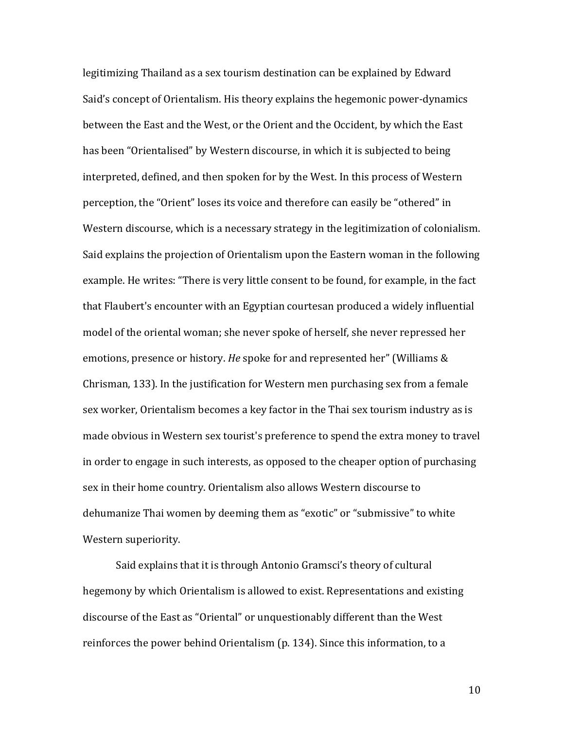legitimizing Thailand as a sex tourism destination can be explained by Edward Said's concept of Orientalism. His theory explains the hegemonic power-dynamics between the East and the West, or the Orient and the Occident, by which the East has been "Orientalised" by Western discourse, in which it is subjected to being interpreted, defined, and then spoken for by the West. In this process of Western perception, the "Orient" loses its voice and therefore can easily be "othered" in Western discourse, which is a necessary strategy in the legitimization of colonialism. Said explains the projection of Orientalism upon the Eastern woman in the following example. He writes: "There is very little consent to be found, for example, in the fact that Flaubert's encounter with an Egyptian courtesan produced a widely influential model of the oriental woman; she never spoke of herself, she never repressed her emotions, presence or history. *He* spoke for and represented her" (Williams & Chrisman, 133). In the justification for Western men purchasing sex from a female sex worker, Orientalism becomes a key factor in the Thai sex tourism industry as is made obvious in Western sex tourist's preference to spend the extra money to travel in order to engage in such interests, as opposed to the cheaper option of purchasing sex in their home country. Orientalism also allows Western discourse to dehumanize Thai women by deeming them as "exotic" or "submissive" to white Western superiority.

Said explains that it is through Antonio Gramsci's theory of cultural hegemony by which Orientalism is allowed to exist. Representations and existing discourse of the East as "Oriental" or unquestionably different than the West reinforces the power behind Orientalism (p. 134). Since this information, to a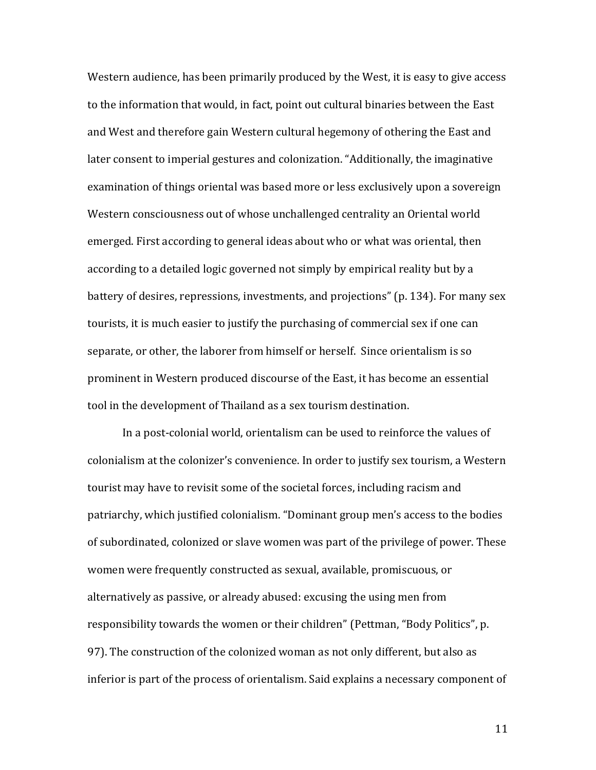Western audience, has been primarily produced by the West, it is easy to give access to the information that would, in fact, point out cultural binaries between the East and West and therefore gain Western cultural hegemony of othering the East and later consent to imperial gestures and colonization. "Additionally, the imaginative examination of things oriental was based more or less exclusively upon a sovereign Western consciousness out of whose unchallenged centrality an Oriental world emerged. First according to general ideas about who or what was oriental, then according to a detailed logic governed not simply by empirical reality but by a battery of desires, repressions, investments, and projections" (p. 134). For many sex tourists, it is much easier to justify the purchasing of commercial sex if one can separate, or other, the laborer from himself or herself. Since orientalism is so prominent in Western produced discourse of the East, it has become an essential tool in the development of Thailand as a sex tourism destination.

In a post-colonial world, orientalism can be used to reinforce the values of colonialism at the colonizer's convenience. In order to justify sex tourism, a Western tourist may have to revisit some of the societal forces, including racism and patriarchy, which justified colonialism. "Dominant group men's access to the bodies of subordinated, colonized or slave women was part of the privilege of power. These women were frequently constructed as sexual, available, promiscuous, or alternatively as passive, or already abused: excusing the using men from responsibility towards the women or their children" (Pettman, "Body Politics", p. 97). The construction of the colonized woman as not only different, but also as inferior is part of the process of orientalism. Said explains a necessary component of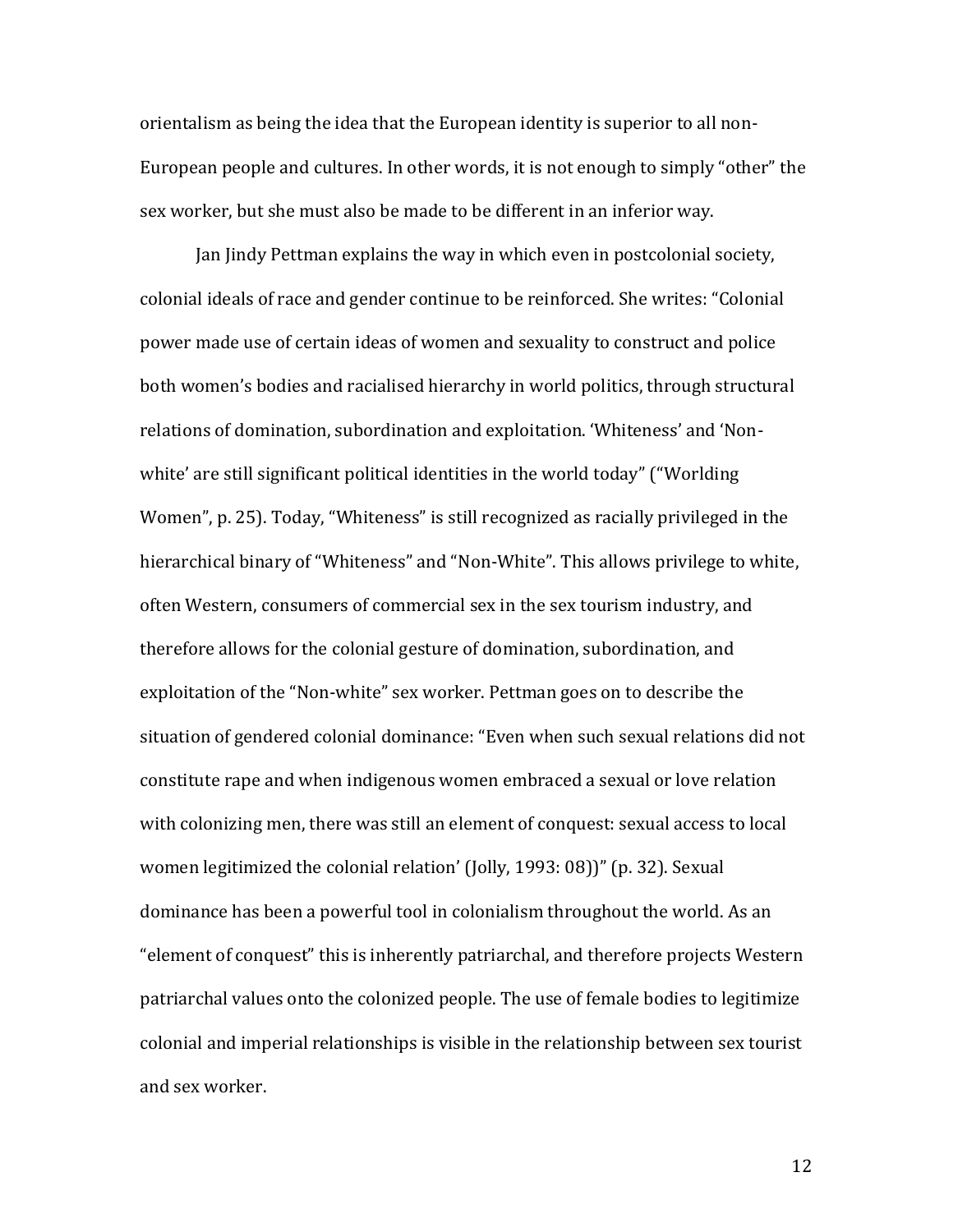orientalism as being the idea that the European identity is superior to all non-European people and cultures. In other words, it is not enough to simply "other" the sex worker, but she must also be made to be different in an inferior way.

Jan Jindy Pettman explains the way in which even in postcolonial society, colonial ideals of race and gender continue to be reinforced. She writes: "Colonial power made use of certain ideas of women and sexuality to construct and police both women's bodies and racialised hierarchy in world politics, through structural relations of domination, subordination and exploitation. 'Whiteness' and 'Non-white' are still significant political identities in the world today" ("Worlding Women", p. 25). Today, "Whiteness" is still recognized as racially privileged in the hierarchical binary of "Whiteness" and "Non-White". This allows privilege to white, often Western, consumers of commercial sex in the sex tourism industry, and therefore allows for the colonial gesture of domination, subordination, and exploitation of the "Non-white" sex worker. Pettman goes on to describe the situation of gendered colonial dominance: "Even when such sexual relations did not constitute rape and when indigenous women embraced a sexual or love relation with colonizing men, there was still an element of conquest: sexual access to local women legitimized the colonial relation' (Jolly, 1993: 08))" (p. 32). Sexual dominance has been a powerful tool in colonialism throughout the world. As an "element of conquest" this is inherently patriarchal, and therefore projects Western patriarchal values onto the colonized people. The use of female bodies to legitimize colonial and imperial relationships is visible in the relationship between sex tourist and sex worker.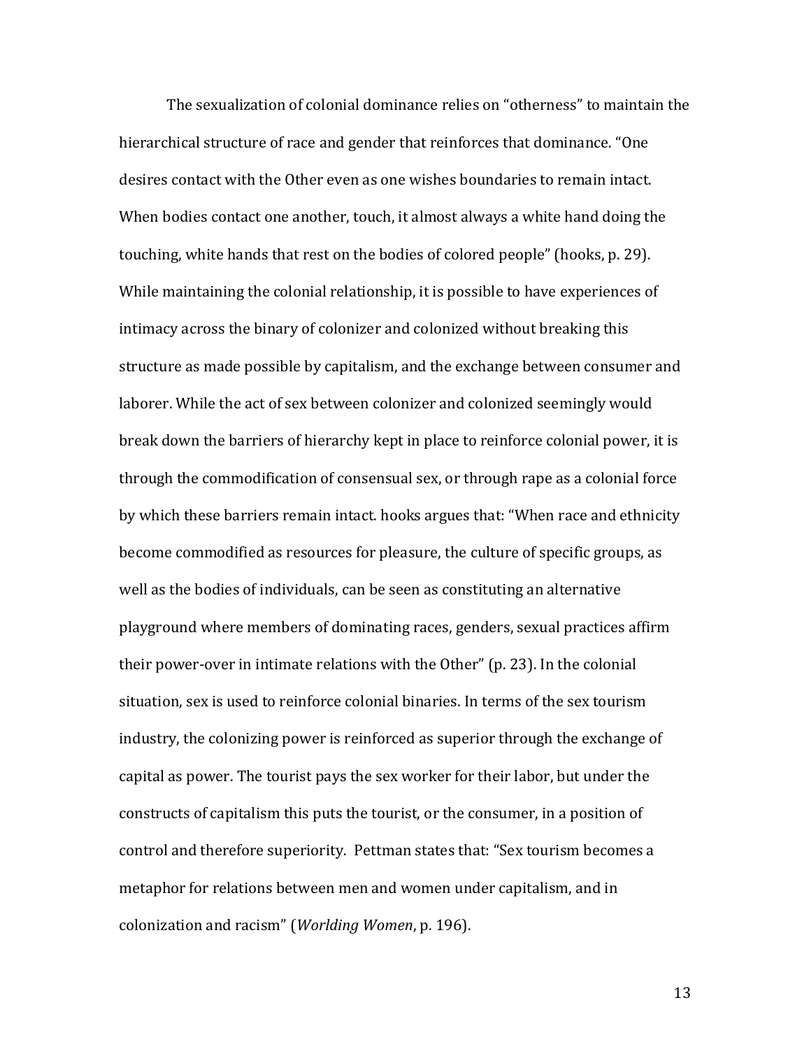The sexualization of colonial dominance relies on "otherness" to maintain the hierarchical structure of race and gender that reinforces that dominance. "One desires contact with the Other even as one wishes boundaries to remain intact. When bodies contact one another, touch, it almost always a white hand doing the touching, white hands that rest on the bodies of colored people" (hooks, p. 29). While maintaining the colonial relationship, it is possible to have experiences of intimacy across the binary of colonizer and colonized without breaking this structure as made possible by capitalism, and the exchange between consumer and laborer. While the act of sex between colonizer and colonized seemingly would break down the barriers of hierarchy kept in place to reinforce colonial power, it is through the commodification of consensual sex, or through rape as a colonial force by which these barriers remain intact. hooks argues that: "When race and ethnicity become commodified as resources for pleasure, the culture of specific groups, as well as the bodies of individuals, can be seen as constituting an alternative playground where members of dominating races, genders, sexual practices affirm their power-over in intimate relations with the Other" (p. 23). In the colonial situation, sex is used to reinforce colonial binaries. In terms of the sex tourism industry, the colonizing power is reinforced as superior through the exchange of capital as power. The tourist pays the sex worker for their labor, but under the constructs of capitalism this puts the tourist, or the consumer, in a position of control and therefore superiority. Pettman states that: "Sex tourism becomes a metaphor for relations between men and women under capitalism, and in colonization and racism" (*Worlding Women*, p. 196).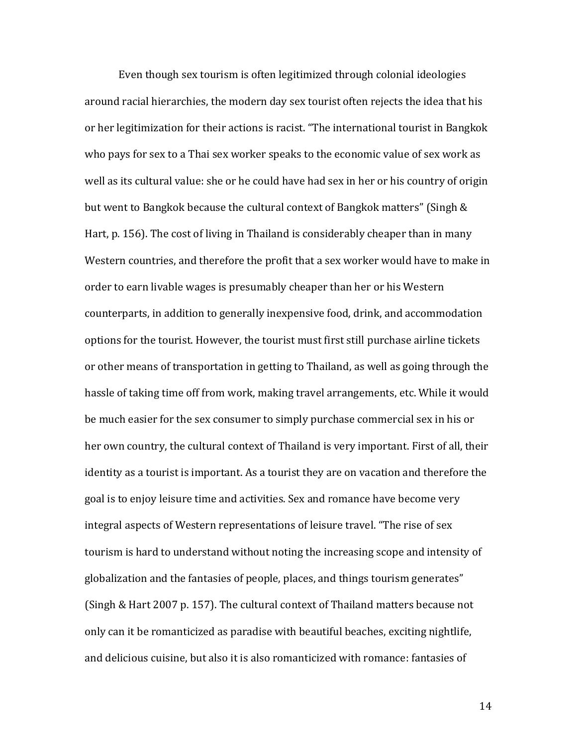Even though sex tourism is often legitimized through colonial ideologies around racial hierarchies, the modern day sex tourist often rejects the idea that his or her legitimization for their actions is racist. "The international tourist in Bangkok who pays for sex to a Thai sex worker speaks to the economic value of sex work as well as its cultural value: she or he could have had sex in her or his country of origin but went to Bangkok because the cultural context of Bangkok matters" (Singh & Hart, p. 156). The cost of living in Thailand is considerably cheaper than in many Western countries, and therefore the profit that a sex worker would have to make in order to earn livable wages is presumably cheaper than her or his Western counterparts, in addition to generally inexpensive food, drink, and accommodation options for the tourist. However, the tourist must first still purchase airline tickets or other means of transportation in getting to Thailand, as well as going through the hassle of taking time off from work, making travel arrangements, etc. While it would be much easier for the sex consumer to simply purchase commercial sex in his or her own country, the cultural context of Thailand is very important. First of all, their identity as a tourist is important. As a tourist they are on vacation and therefore the goal is to enjoy leisure time and activities. Sex and romance have become very integral aspects of Western representations of leisure travel. "The rise of sex tourism is hard to understand without noting the increasing scope and intensity of globalization and the fantasies of people, places, and things tourism generates" (Singh & Hart 2007 p. 157). The cultural context of Thailand matters because not only can it be romanticized as paradise with beautiful beaches, exciting nightlife, and delicious cuisine, but also it is also romanticized with romance: fantasies of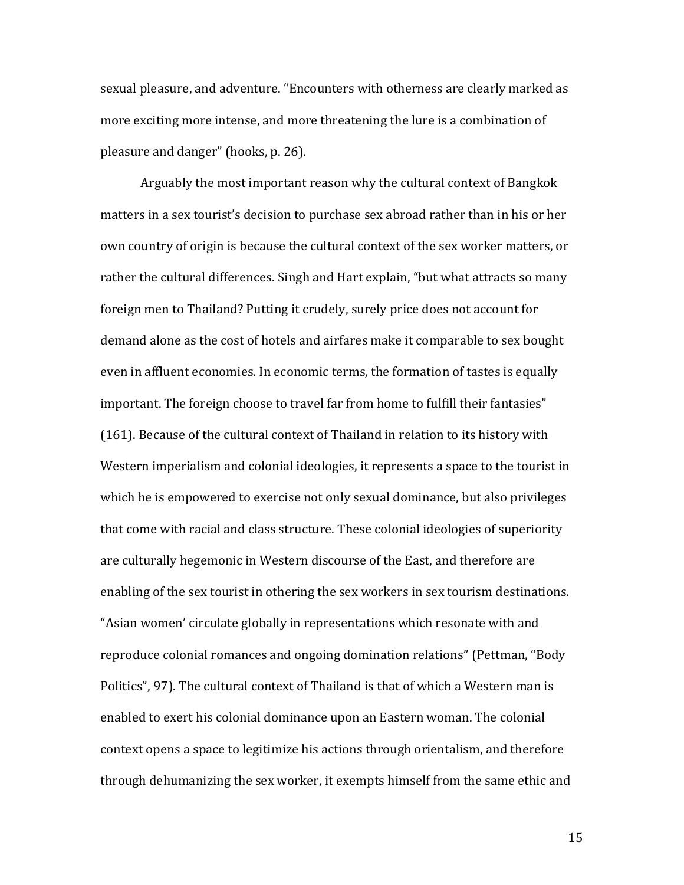sexual pleasure, and adventure. "Encounters with otherness are clearly marked as more exciting more intense, and more threatening the lure is a combination of pleasure and danger" (hooks, p. 26).

Arguably the most important reason why the cultural context of Bangkok matters in a sex tourist's decision to purchase sex abroad rather than in his or her own country of origin is because the cultural context of the sex worker matters, or rather the cultural differences. Singh and Hart explain, "but what attracts so many foreign men to Thailand? Putting it crudely, surely price does not account for demand alone as the cost of hotels and airfares make it comparable to sex bought even in affluent economies. In economic terms, the formation of tastes is equally important. The foreign choose to travel far from home to fulfill their fantasies" (161). Because of the cultural context of Thailand in relation to its history with Western imperialism and colonial ideologies, it represents a space to the tourist in which he is empowered to exercise not only sexual dominance, but also privileges that come with racial and class structure. These colonial ideologies of superiority are culturally hegemonic in Western discourse of the East, and therefore are enabling of the sex tourist in othering the sex workers in sex tourism destinations. "Asian women' circulate globally in representations which resonate with and reproduce colonial romances and ongoing domination relations" (Pettman, "Body Politics", 97). The cultural context of Thailand is that of which a Western man is enabled to exert his colonial dominance upon an Eastern woman. The colonial context opens a space to legitimize his actions through orientalism, and therefore through dehumanizing the sex worker, it exempts himself from the same ethic and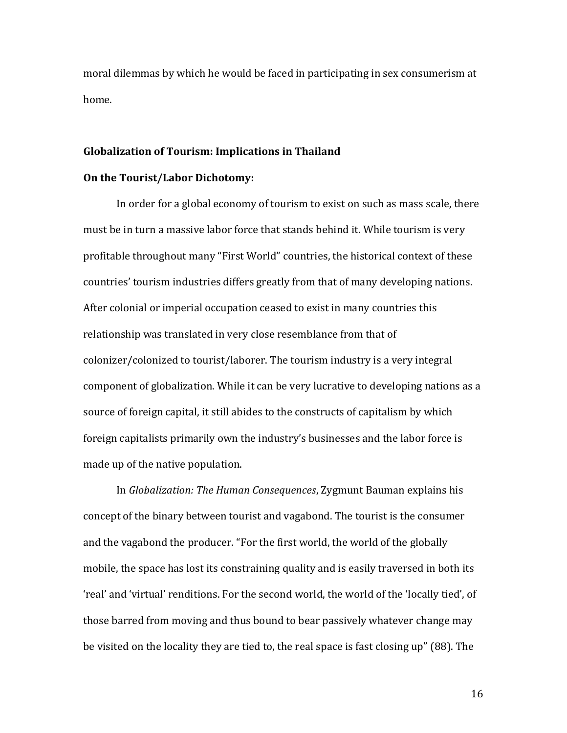moral dilemmas by which he would be faced in participating in sex consumerism at home.

## Globalization of Tourism: Implications in Thailand

### On the Tourist/Labor Dichotomy:

In order for a global economy of tourism to exist on such as mass scale, there must be in turn a massive labor force that stands behind it. While tourism is very profitable throughout many "First World" countries, the historical context of these countries' tourism industries differs greatly from that of many developing nations. After colonial or imperial occupation ceased to exist in many countries this relationship was translated in very close resemblance from that of colonizer/colonized to tourist/laborer. The tourism industry is a very integral component of globalization. While it can be very lucrative to developing nations as a source of foreign capital, it still abides to the constructs of capitalism by which foreign capitalists primarily own the industry's businesses and the labor force is made up of the native population.

In *Globalization: The Human Consequences*, Zygmunt Bauman explains his concept of the binary between tourist and vagabond. The tourist is the consumer and the vagabond the producer. "For the first world, the world of the globally mobile, the space has lost its constraining quality and is easily traversed in both its 'real' and 'virtual' renditions. For the second world, the world of the 'locally tied', of those barred from moving and thus bound to bear passively whatever change may be visited on the locality they are tied to, the real space is fast closing up" (88). The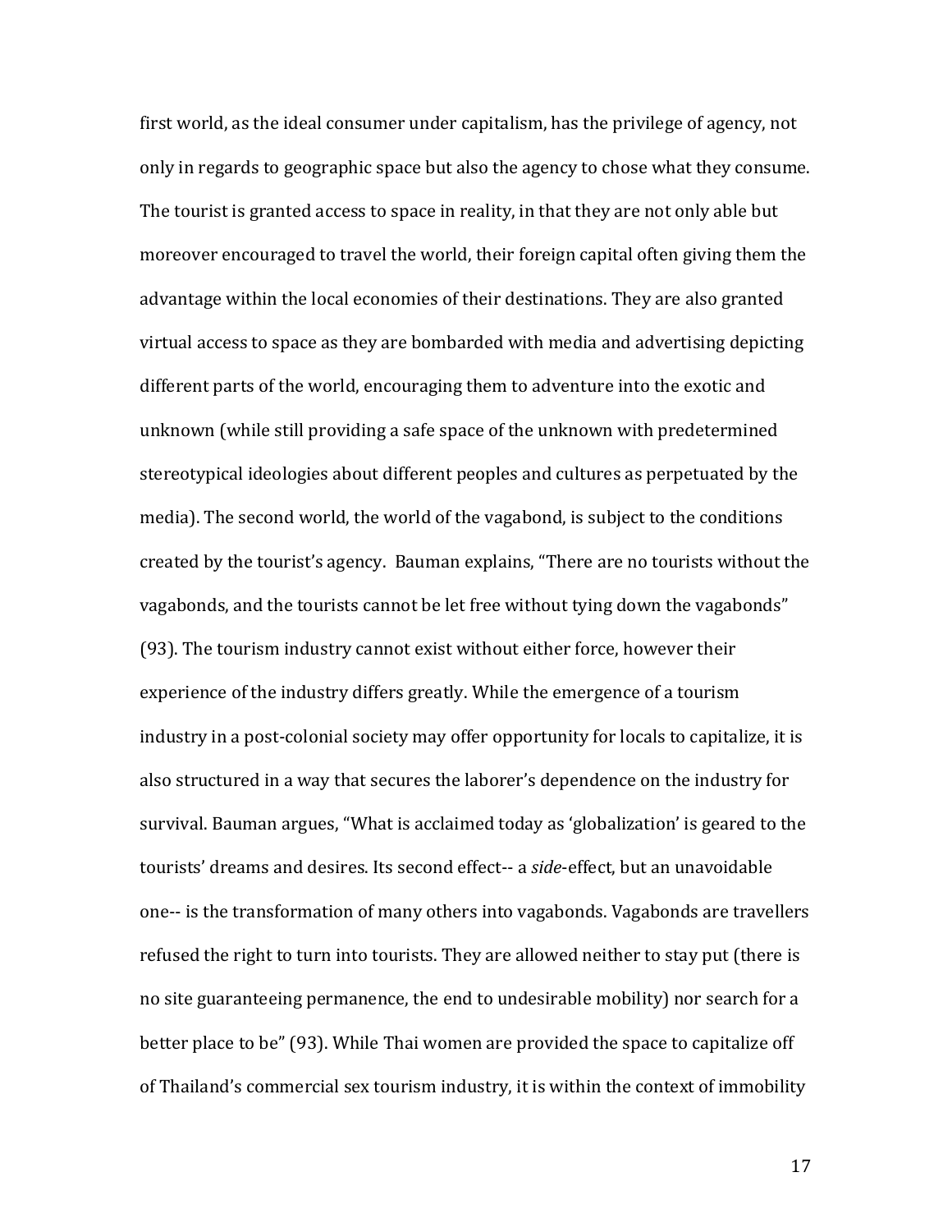first world, as the ideal consumer under capitalism, has the privilege of agency, not only in regards to geographic space but also the agency to chose what they consume. The tourist is granted access to space in reality, in that they are not only able but moreover encouraged to travel the world, their foreign capital often giving them the advantage within the local economies of their destinations. They are also granted virtual access to space as they are bombarded with media and advertising depicting different parts of the world, encouraging them to adventure into the exotic and unknown (while still providing a safe space of the unknown with predetermined stereotypical ideologies about different peoples and cultures as perpetuated by the media). The second world, the world of the vagabond, is subject to the conditions created by the tourist's agency. Bauman explains, "There are no tourists without the vagabonds, and the tourists cannot be let free without tying down the vagabonds" (93). The tourism industry cannot exist without either force, however their experience of the industry differs greatly. While the emergence of a tourism industry in a post-colonial society may offer opportunity for locals to capitalize, it is also structured in a way that secures the laborer's dependence on the industry for survival. Bauman argues, "What is acclaimed today as 'globalization' is geared to the tourists' dreams and desires. Its second effect-- a *side*-effect, but an unavoidable one-- is the transformation of many others into vagabonds. Vagabonds are travellers refused the right to turn into tourists. They are allowed neither to stay put (there is no site guaranteeing permanence, the end to undesirable mobility) nor search for a better place to be" (93). While Thai women are provided the space to capitalize off of Thailand's commercial sex tourism industry, it is within the context of immobility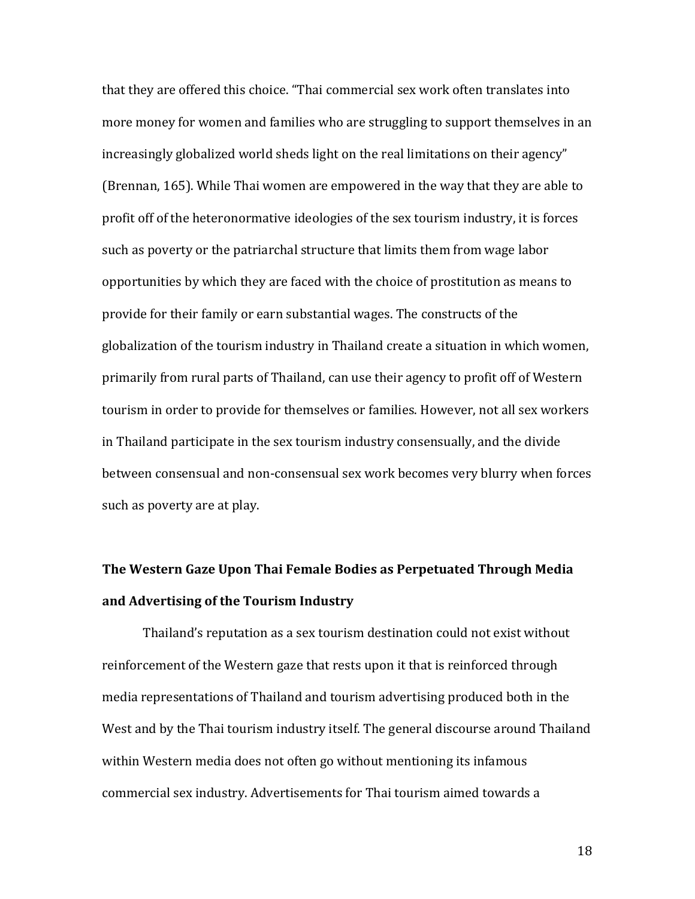that they are offered this choice. "Thai commercial sex work often translates into more money for women and families who are struggling to support themselves in an increasingly globalized world sheds light on the real limitations on their agency" (Brennan, 165). While Thai women are empowered in the way that they are able to profit off of the heteronormative ideologies of the sex tourism industry, it is forces such as poverty or the patriarchal structure that limits them from wage labor opportunities by which they are faced with the choice of prostitution as means to provide for their family or earn substantial wages. The constructs of the globalization of the tourism industry in Thailand create a situation in which women, primarily from rural parts of Thailand, can use their agency to profit off of Western tourism in order to provide for themselves or families. However, not all sex workers in Thailand participate in the sex tourism industry consensually, and the divide between consensual and non-consensual sex work becomes very blurry when forces such as poverty are at play.

## The Western Gaze Upon Thai Female Bodies as Perpetuated Through Media and Advertising of the Tourism Industry

Thailand's reputation as a sex tourism destination could not exist without reinforcement of the Western gaze that rests upon it that is reinforced through media representations of Thailand and tourism advertising produced both in the West and by the Thai tourism industry itself. The general discourse around Thailand within Western media does not often go without mentioning its infamous commercial sex industry. Advertisements for Thai tourism aimed towards a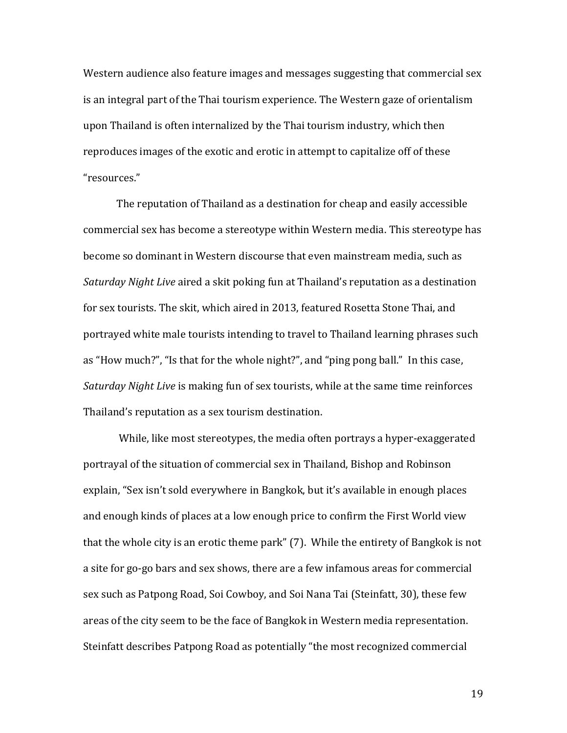Western audience also feature images and messages suggesting that commercial sex is an integral part of the Thai tourism experience. The Western gaze of orientalism upon Thailand is often internalized by the Thai tourism industry, which then reproduces images of the exotic and erotic in attempt to capitalize off of these "resources."

The reputation of Thailand as a destination for cheap and easily accessible commercial sex has become a stereotype within Western media. This stereotype has become so dominant in Western discourse that even mainstream media, such as *Saturday Night Live* aired a skit poking fun at Thailand's reputation as a destination for sex tourists. The skit, which aired in 2013, featured Rosetta Stone Thai, and portrayed white male tourists intending to travel to Thailand learning phrases such as "How much?", "Is that for the whole night?", and "ping pong ball." In this case, *Saturday Night Live* is making fun of sex tourists, while at the same time reinforces Thailand's reputation as a sex tourism destination.

While, like most stereotypes, the media often portrays a hyper-exaggerated portrayal of the situation of commercial sex in Thailand, Bishop and Robinson explain, "Sex isn't sold everywhere in Bangkok, but it's available in enough places and enough kinds of places at a low enough price to confirm the First World view that the whole city is an erotic theme park" (7). While the entirety of Bangkok is not a site for go-go bars and sex shows, there are a few infamous areas for commercial sex such as Patpong Road, Soi Cowboy, and Soi Nana Tai (Steinfatt, 30), these few areas of the city seem to be the face of Bangkok in Western media representation. Steinfatt describes Patpong Road as potentially "the most recognized commercial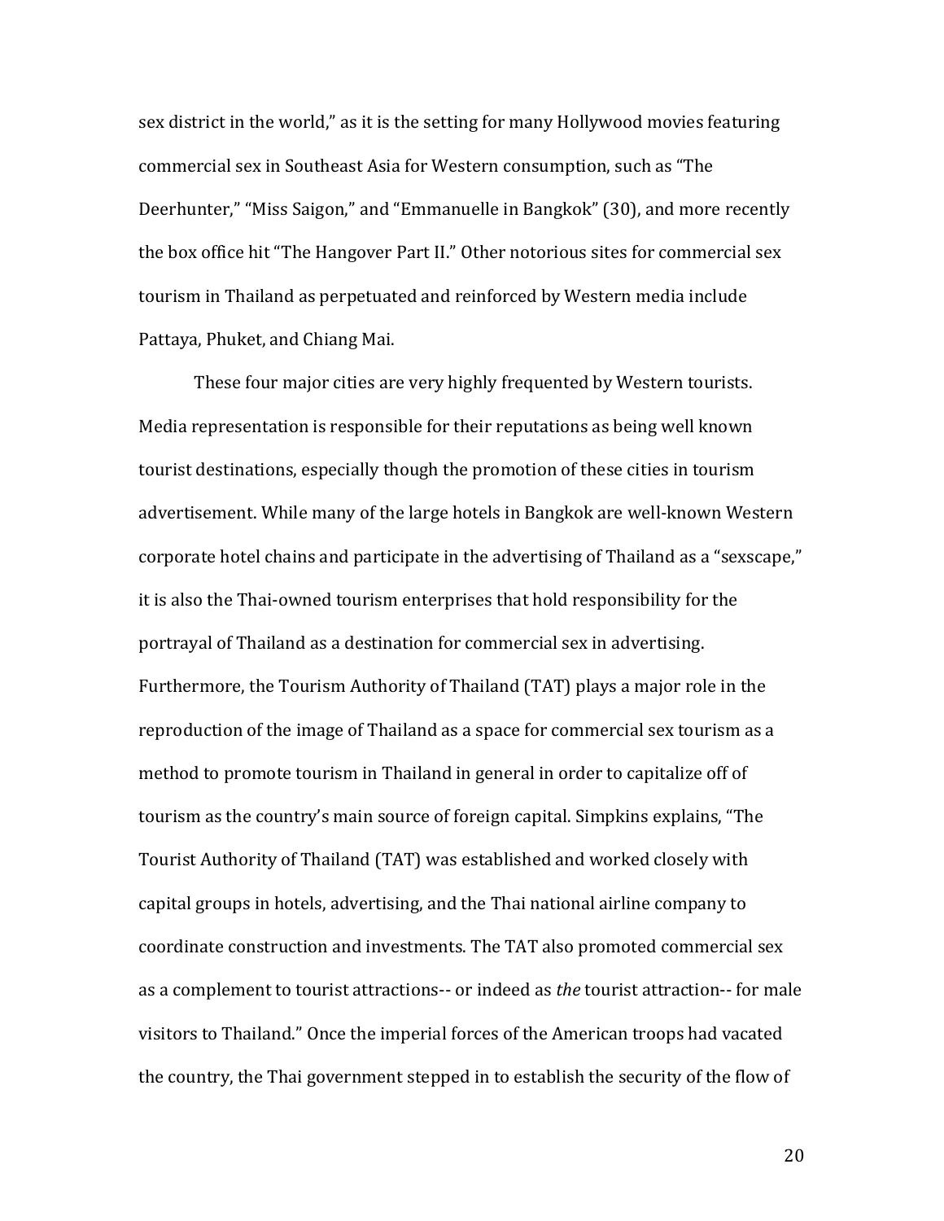sex district in the world," as it is the setting for many Hollywood movies featuring commercial sex in Southeast Asia for Western consumption, such as "The Deerhunter," "Miss Saigon," and "Emmanuelle in Bangkok" (30), and more recently the box office hit "The Hangover Part II." Other notorious sites for commercial sex tourism in Thailand as perpetuated and reinforced by Western media include Pattaya, Phuket, and Chiang Mai.

These four major cities are very highly frequented by Western tourists. Media representation is responsible for their reputations as being well known tourist destinations, especially though the promotion of these cities in tourism advertisement. While many of the large hotels in Bangkok are well-known Western corporate hotel chains and participate in the advertising of Thailand as a "sexscape," it is also the Thai-owned tourism enterprises that hold responsibility for the portrayal of Thailand as a destination for commercial sex in advertising. Furthermore, the Tourism Authority of Thailand (TAT) plays a major role in the reproduction of the image of Thailand as a space for commercial sex tourism as a method to promote tourism in Thailand in general in order to capitalize off of tourism as the country's main source of foreign capital. Simpkins explains, "The Tourist Authority of Thailand (TAT) was established and worked closely with capital groups in hotels, advertising, and the Thai national airline company to coordinate construction and investments. The TAT also promoted commercial sex as a complement to tourist attractions-- or indeed as *the* tourist attraction-- for male visitors to Thailand." Once the imperial forces of the American troops had vacated the country, the Thai government stepped in to establish the security of the flow of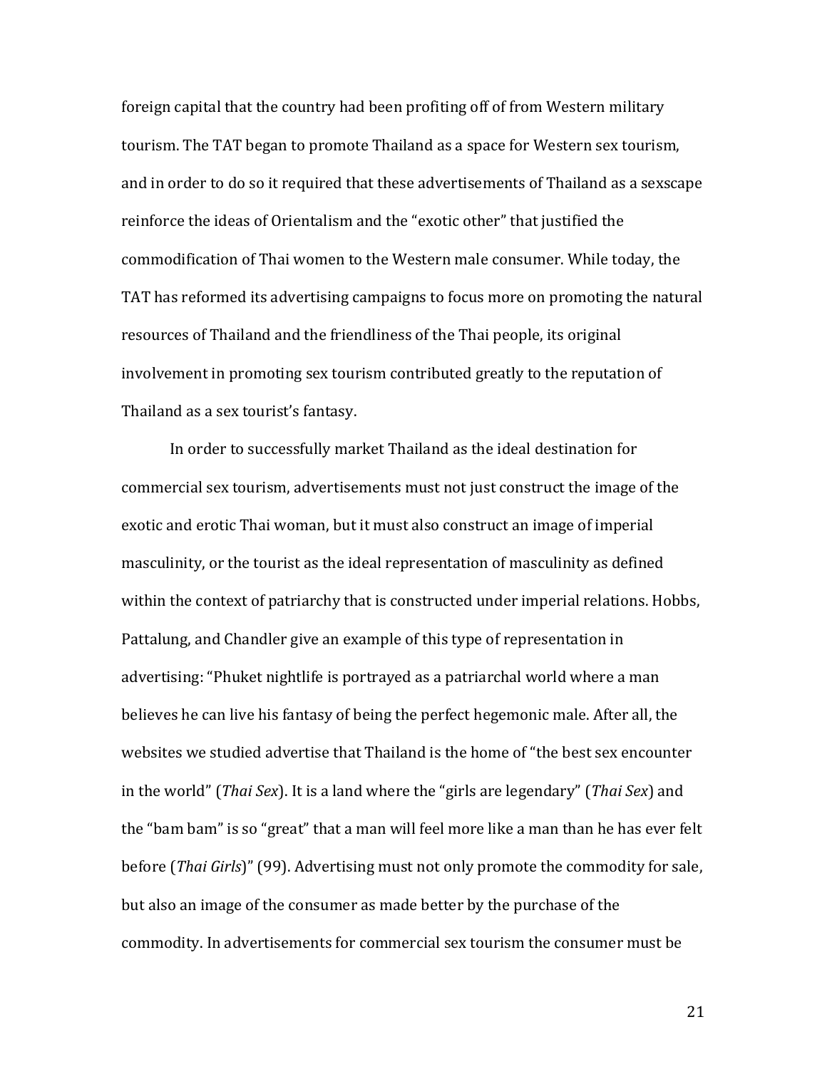foreign capital that the country had been profiting off of from Western military tourism. The TAT began to promote Thailand as a space for Western sex tourism, and in order to do so it required that these advertisements of Thailand as a sexscape reinforce the ideas of Orientalism and the "exotic other" that justified the commodification of Thai women to the Western male consumer. While today, the TAT has reformed its advertising campaigns to focus more on promoting the natural resources of Thailand and the friendliness of the Thai people, its original involvement in promoting sex tourism contributed greatly to the reputation of Thailand as a sex tourist's fantasy.

In order to successfully market Thailand as the ideal destination for commercial sex tourism, advertisements must not just construct the image of the exotic and erotic Thai woman, but it must also construct an image of imperial masculinity, or the tourist as the ideal representation of masculinity as defined within the context of patriarchy that is constructed under imperial relations. Hobbs, Pattalung, and Chandler give an example of this type of representation in advertising: "Phuket nightlife is portrayed as a patriarchal world where a man believes he can live his fantasy of being the perfect hegemonic male. After all, the websites we studied advertise that Thailand is the home of "the best sex encounter in the world" (*Thai Sex*). It is a land where the "girls are legendary" (*Thai Sex*) and the "bam bam" is so "great" that a man will feel more like a man than he has ever felt before (*Thai Girls*)" (99). Advertising must not only promote the commodity for sale, but also an image of the consumer as made better by the purchase of the commodity. In advertisements for commercial sex tourism the consumer must be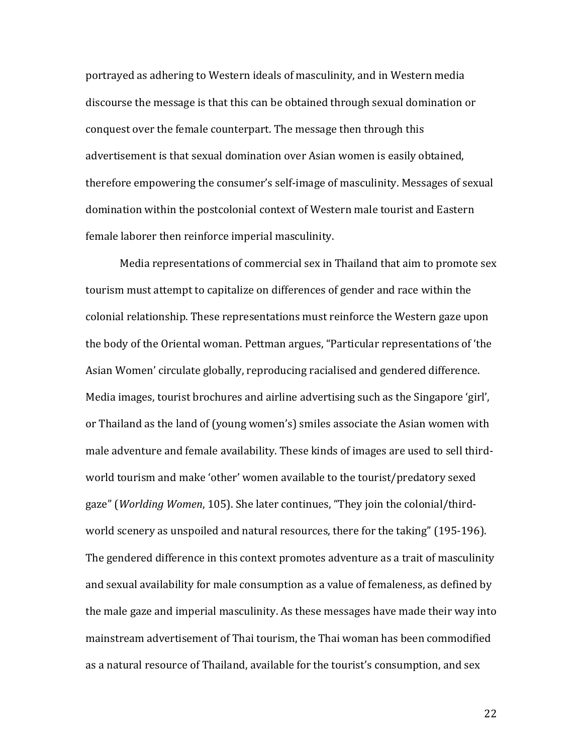portrayed as adhering to Western ideals of masculinity, and in Western media discourse the message is that this can be obtained through sexual domination or conquest over the female counterpart. The message then through this advertisement is that sexual domination over Asian women is easily obtained, therefore empowering the consumer's self-image of masculinity. Messages of sexual domination within the postcolonial context of Western male tourist and Eastern female laborer then reinforce imperial masculinity.

Media representations of commercial sex in Thailand that aim to promote sex tourism must attempt to capitalize on differences of gender and race within the colonial relationship. These representations must reinforce the Western gaze upon the body of the Oriental woman. Pettman argues, "Particular representations of 'the Asian Women' circulate globally, reproducing racialised and gendered difference. Media images, tourist brochures and airline advertising such as the Singapore 'girl', or Thailand as the land of (young women's) smiles associate the Asian women with male adventure and female availability. These kinds of images are used to sell third-world tourism and make 'other' women available to the tourist/predatory sexed gaze" (*Worlding Women*, 105). She later continues, "They join the colonial/third-world scenery as unspoiled and natural resources, there for the taking" (195-196). The gendered difference in this context promotes adventure as a trait of masculinity and sexual availability for male consumption as a value of femaleness, as defined by the male gaze and imperial masculinity. As these messages have made their way into mainstream advertisement of Thai tourism, the Thai woman has been commodified as a natural resource of Thailand, available for the tourist's consumption, and sex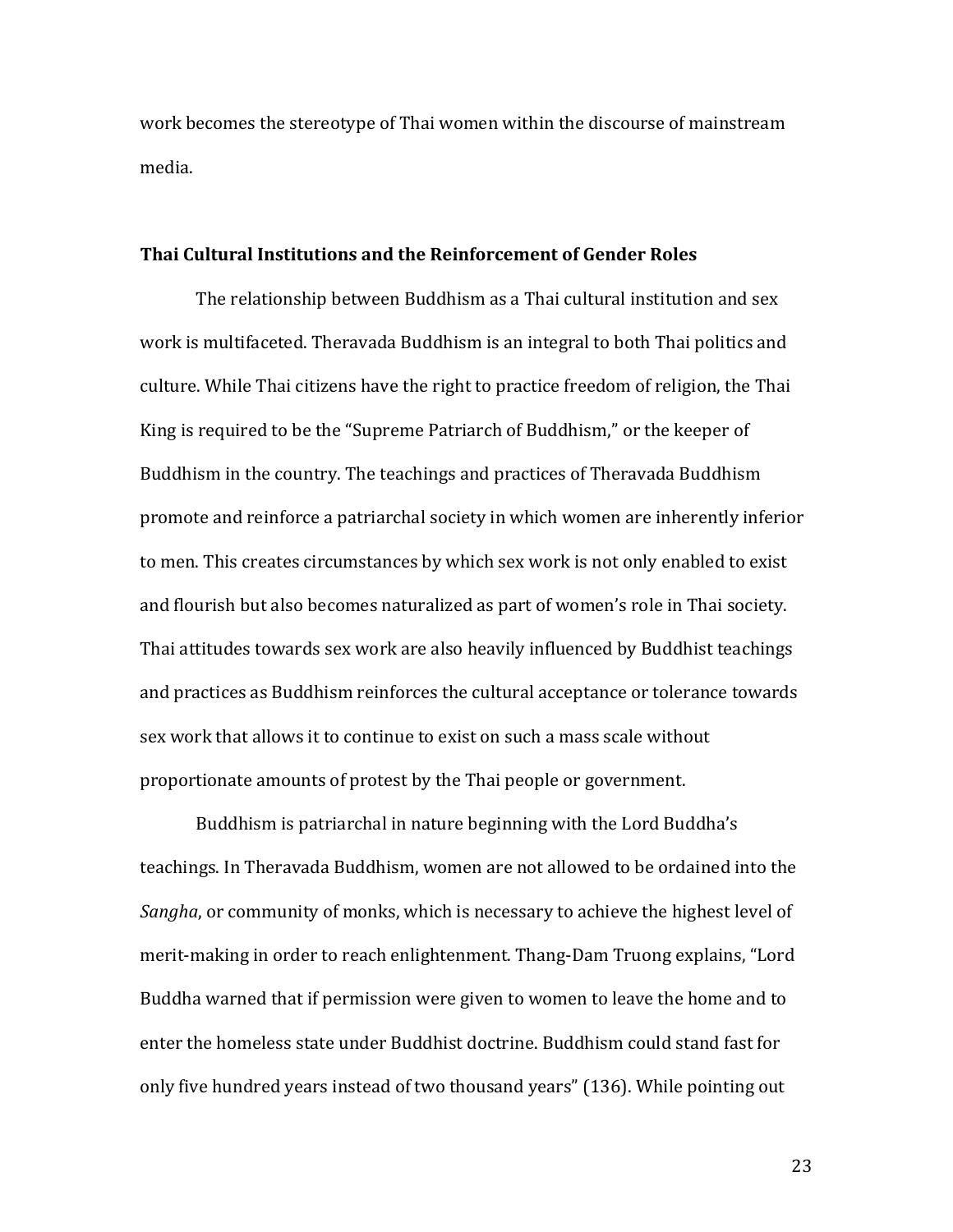work becomes the stereotype of Thai women within the discourse of mainstream media.

### Thai Cultural Institutions and the Reinforcement of Gender Roles

The relationship between Buddhism as a Thai cultural institution and sex work is multifaceted. Theravada Buddhism is an integral to both Thai politics and culture. While Thai citizens have the right to practice freedom of religion, the Thai King is required to be the "Supreme Patriarch of Buddhism," or the keeper of Buddhism in the country. The teachings and practices of Theravada Buddhism promote and reinforce a patriarchal society in which women are inherently inferior to men. This creates circumstances by which sex work is not only enabled to exist and flourish but also becomes naturalized as part of women's role in Thai society. Thai attitudes towards sex work are also heavily influenced by Buddhist teachings and practices as Buddhism reinforces the cultural acceptance or tolerance towards sex work that allows it to continue to exist on such a mass scale without proportionate amounts of protest by the Thai people or government.

Buddhism is patriarchal in nature beginning with the Lord Buddha's teachings. In Theravada Buddhism, women are not allowed to be ordained into the *Sangha*, or community of monks, which is necessary to achieve the highest level of merit-making in order to reach enlightenment. Thang-Dam Truong explains, "Lord Buddha warned that if permission were given to women to leave the home and to enter the homeless state under Buddhist doctrine. Buddhism could stand fast for only five hundred years instead of two thousand years" (136). While pointing out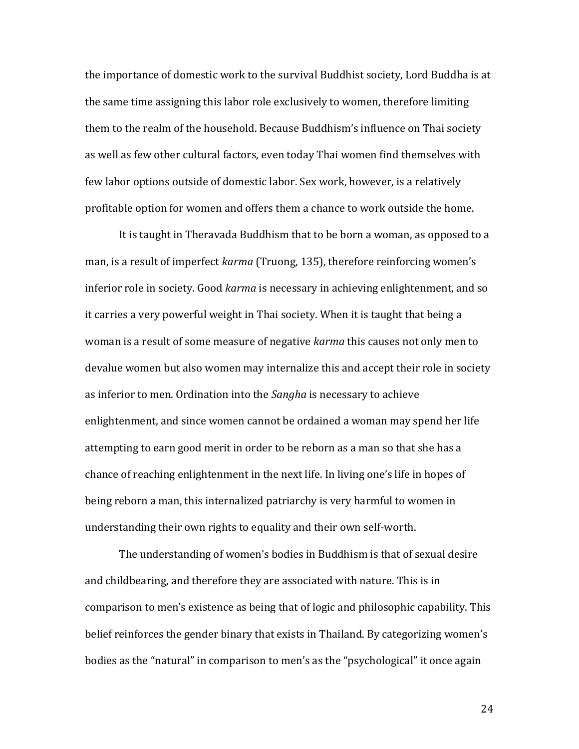the importance of domestic work to the survival Buddhist society, Lord Buddha is at the same time assigning this labor role exclusively to women, therefore limiting them to the realm of the household. Because Buddhism's influence on Thai society as well as few other cultural factors, even today Thai women find themselves with few labor options outside of domestic labor. Sex work, however, is a relatively profitable option for women and offers them a chance to work outside the home.

It is taught in Theravada Buddhism that to be born a woman, as opposed to a man, is a result of imperfect *karma* (Truong, 135), therefore reinforcing women's inferior role in society. Good *karma* is necessary in achieving enlightenment, and so it carries a very powerful weight in Thai society. When it is taught that being a woman is a result of some measure of negative *karma* this causes not only men to devalue women but also women may internalize this and accept their role in society as inferior to men. Ordination into the *Sangha* is necessary to achieve enlightenment, and since women cannot be ordained a woman may spend her life attempting to earn good merit in order to be reborn as a man so that she has a chance of reaching enlightenment in the next life. In living one's life in hopes of being reborn a man, this internalized patriarchy is very harmful to women in understanding their own rights to equality and their own self-worth.

The understanding of women's bodies in Buddhism is that of sexual desire and childbearing, and therefore they are associated with nature. This is in comparison to men's existence as being that of logic and philosophic capability. This belief reinforces the gender binary that exists in Thailand. By categorizing women's bodies as the "natural" in comparison to men's as the "psychological" it once again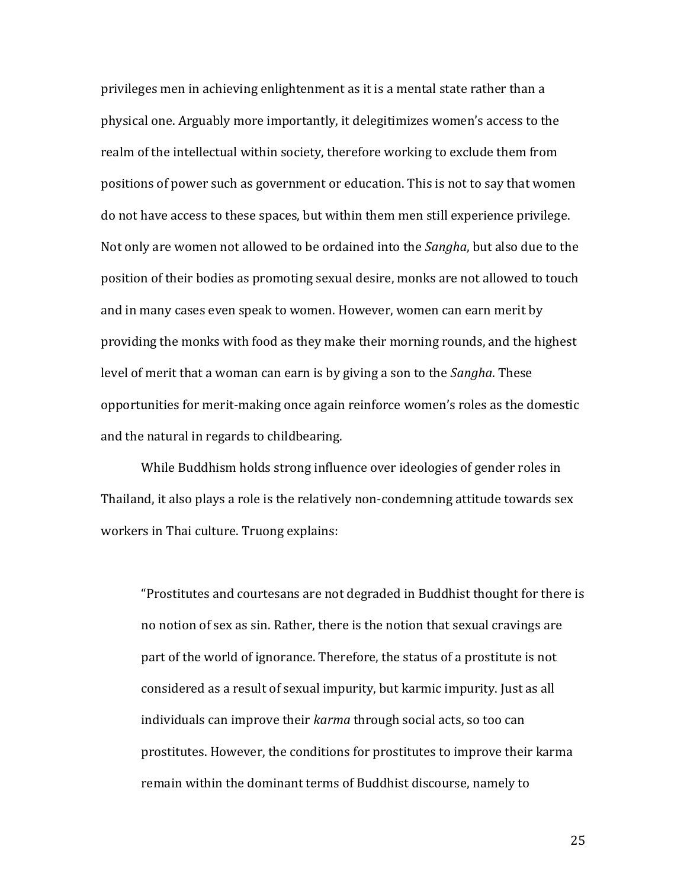privileges men in achieving enlightenment as it is a mental state rather than a physical one. Arguably more importantly, it delegitimizes women's access to the realm of the intellectual within society, therefore working to exclude them from positions of power such as government or education. This is not to say that women do not have access to these spaces, but within them men still experience privilege. Not only are women not allowed to be ordained into the *Sangha*, but also due to the position of their bodies as promoting sexual desire, monks are not allowed to touch and in many cases even speak to women. However, women can earn merit by providing the monks with food as they make their morning rounds, and the highest level of merit that a woman can earn is by giving a son to the *Sangha*. These opportunities for merit-making once again reinforce women's roles as the domestic and the natural in regards to childbearing.

While Buddhism holds strong influence over ideologies of gender roles in Thailand, it also plays a role is the relatively non-condemning attitude towards sex workers in Thai culture. Truong explains:

> "Prostitutes and courtesans are not degraded in Buddhist thought for there is no notion of sex as sin. Rather, there is the notion that sexual cravings are part of the world of ignorance. Therefore, the status of a prostitute is not considered as a result of sexual impurity, but karmic impurity. Just as all individuals can improve their *karma* through social acts, so too can prostitutes. However, the conditions for prostitutes to improve their karma remain within the dominant terms of Buddhist discourse, namely to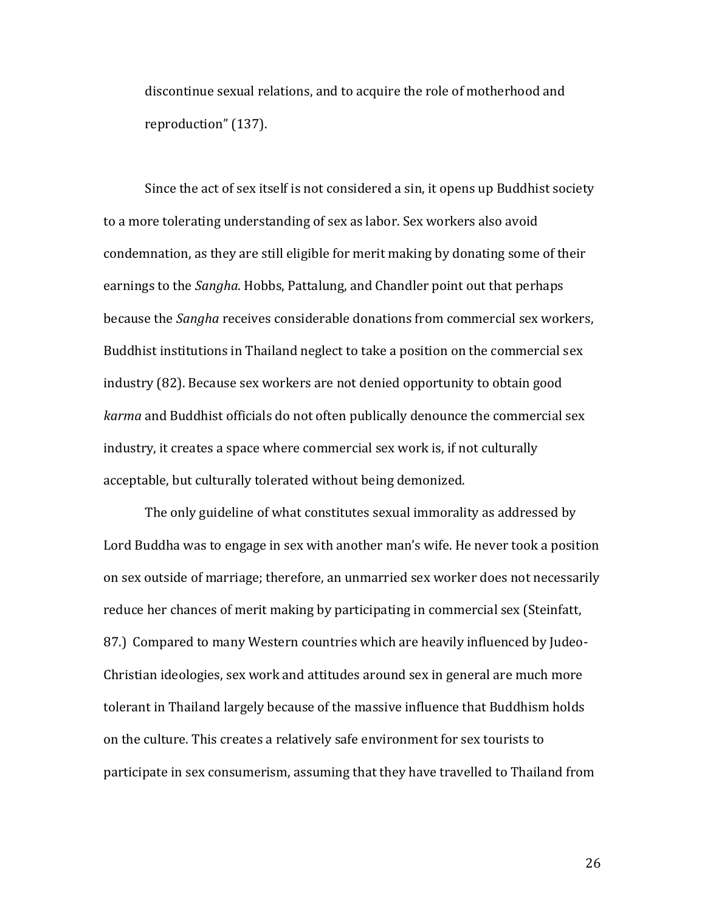> discontinue sexual relations, and to acquire the role of motherhood and reproduction" (137).

Since the act of sex itself is not considered a sin, it opens up Buddhist society to a more tolerating understanding of sex as labor. Sex workers also avoid condemnation, as they are still eligible for merit making by donating some of their earnings to the *Sangha*. Hobbs, Pattalung, and Chandler point out that perhaps because the *Sangha* receives considerable donations from commercial sex workers, Buddhist institutions in Thailand neglect to take a position on the commercial sex industry (82). Because sex workers are not denied opportunity to obtain good *karma* and Buddhist officials do not often publically denounce the commercial sex industry, it creates a space where commercial sex work is, if not culturally acceptable, but culturally tolerated without being demonized.

The only guideline of what constitutes sexual immorality as addressed by Lord Buddha was to engage in sex with another man's wife. He never took a position on sex outside of marriage; therefore, an unmarried sex worker does not necessarily reduce her chances of merit making by participating in commercial sex (Steinfatt, 87.) Compared to many Western countries which are heavily influenced by Judeo-Christian ideologies, sex work and attitudes around sex in general are much more tolerant in Thailand largely because of the massive influence that Buddhism holds on the culture. This creates a relatively safe environment for sex tourists to participate in sex consumerism, assuming that they have travelled to Thailand from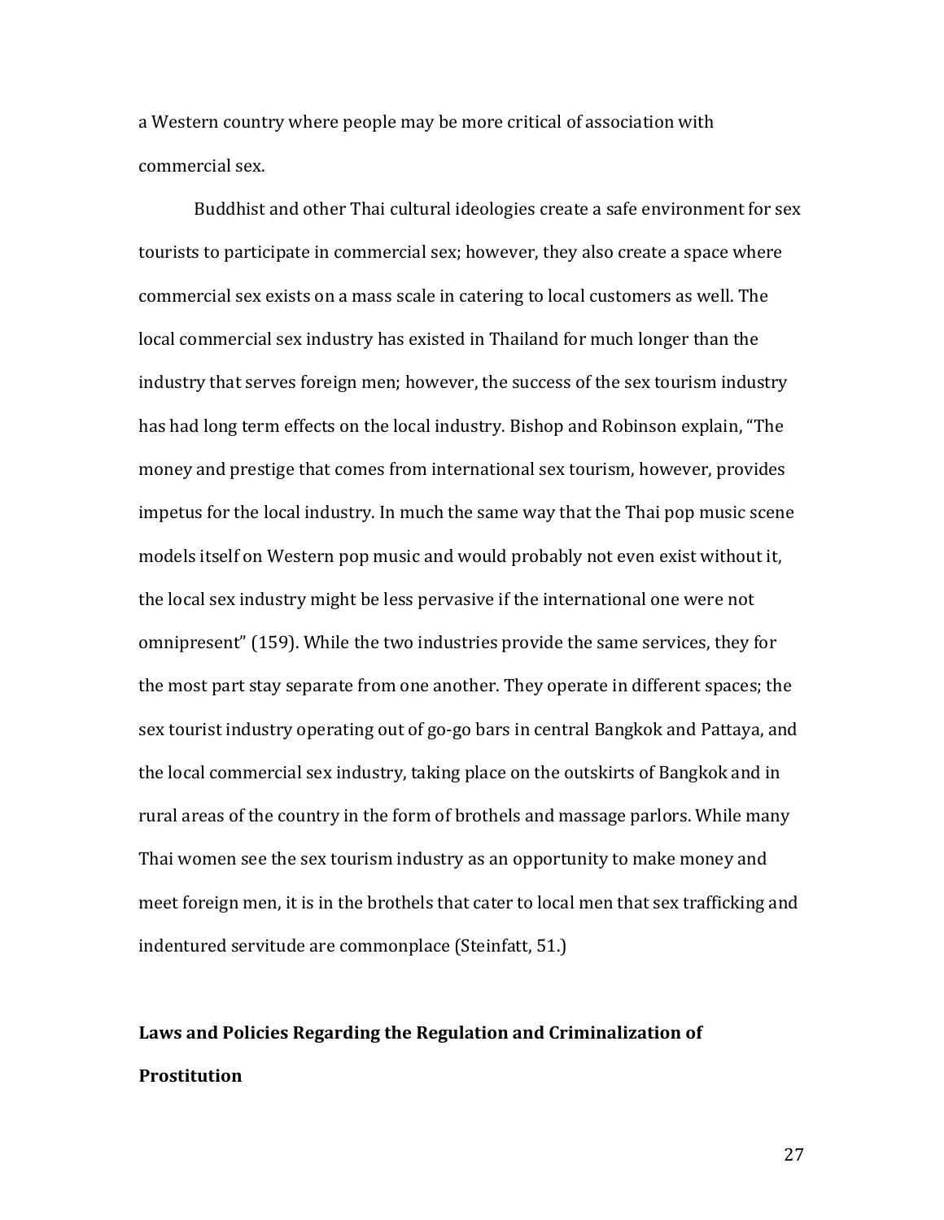a Western country where people may be more critical of association with commercial sex.

Buddhist and other Thai cultural ideologies create a safe environment for sex tourists to participate in commercial sex; however, they also create a space where commercial sex exists on a mass scale in catering to local customers as well. The local commercial sex industry has existed in Thailand for much longer than the industry that serves foreign men; however, the success of the sex tourism industry has had long term effects on the local industry. Bishop and Robinson explain, "The money and prestige that comes from international sex tourism, however, provides impetus for the local industry. In much the same way that the Thai pop music scene models itself on Western pop music and would probably not even exist without it, the local sex industry might be less pervasive if the international one were not omnipresent" (159). While the two industries provide the same services, they for the most part stay separate from one another. They operate in different spaces; the sex tourist industry operating out of go-go bars in central Bangkok and Pattaya, and the local commercial sex industry, taking place on the outskirts of Bangkok and in rural areas of the country in the form of brothels and massage parlors. While many Thai women see the sex tourism industry as an opportunity to make money and meet foreign men, it is in the brothels that cater to local men that sex trafficking and indentured servitude are commonplace (Steinfatt, 51.)

**Laws and Policies Regarding the Regulation and Criminalization of Prostitution**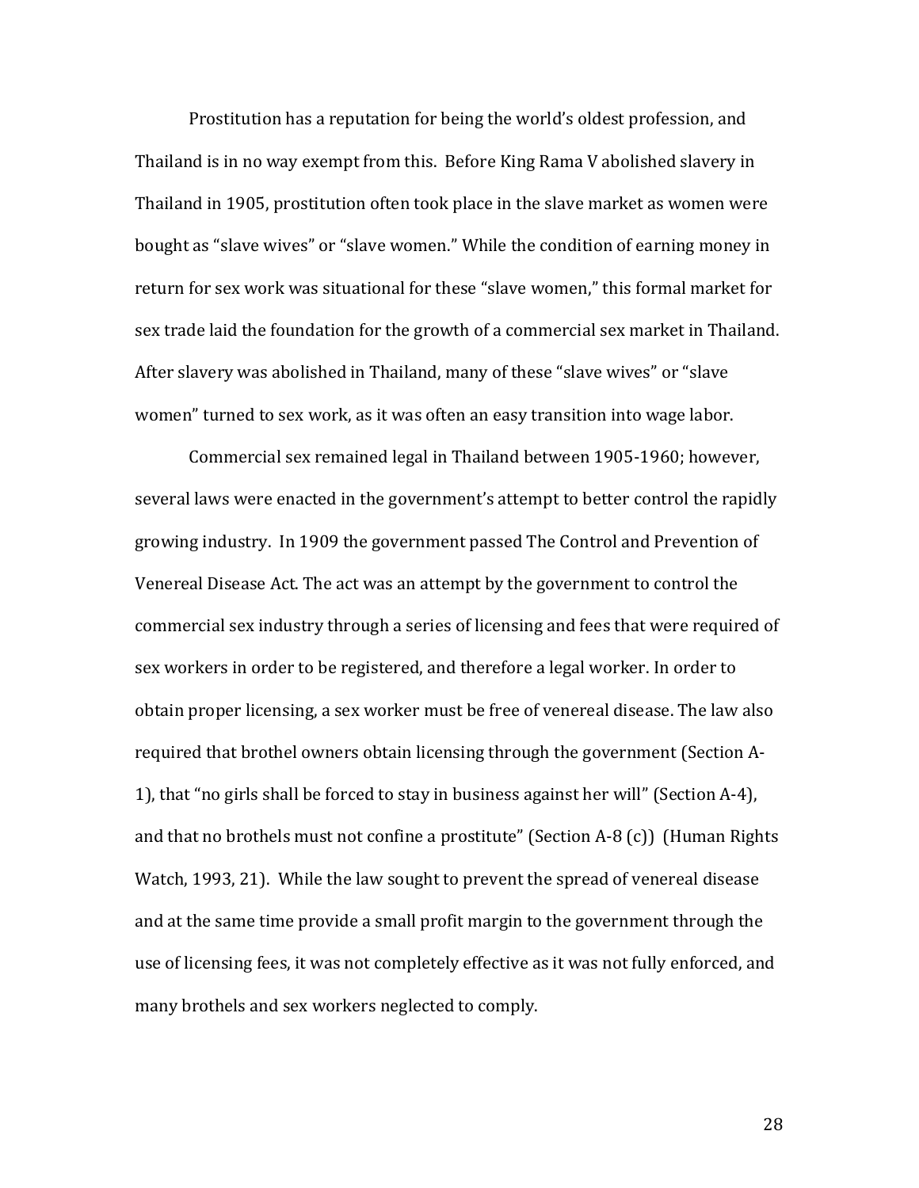Prostitution has a reputation for being the world's oldest profession, and Thailand is in no way exempt from this. Before King Rama V abolished slavery in Thailand in 1905, prostitution often took place in the slave market as women were bought as "slave wives" or "slave women." While the condition of earning money in return for sex work was situational for these "slave women," this formal market for sex trade laid the foundation for the growth of a commercial sex market in Thailand. After slavery was abolished in Thailand, many of these "slave wives" or "slave women" turned to sex work, as it was often an easy transition into wage labor.

Commercial sex remained legal in Thailand between 1905-1960; however, several laws were enacted in the government's attempt to better control the rapidly growing industry. In 1909 the government passed The Control and Prevention of Venereal Disease Act. The act was an attempt by the government to control the commercial sex industry through a series of licensing and fees that were required of sex workers in order to be registered, and therefore a legal worker. In order to obtain proper licensing, a sex worker must be free of venereal disease. The law also required that brothel owners obtain licensing through the government (Section A-1), that "no girls shall be forced to stay in business against her will" (Section A-4), and that no brothels must not confine a prostitute" (Section A-8 (c)) (Human Rights Watch, 1993, 21). While the law sought to prevent the spread of venereal disease and at the same time provide a small profit margin to the government through the use of licensing fees, it was not completely effective as it was not fully enforced, and many brothels and sex workers neglected to comply.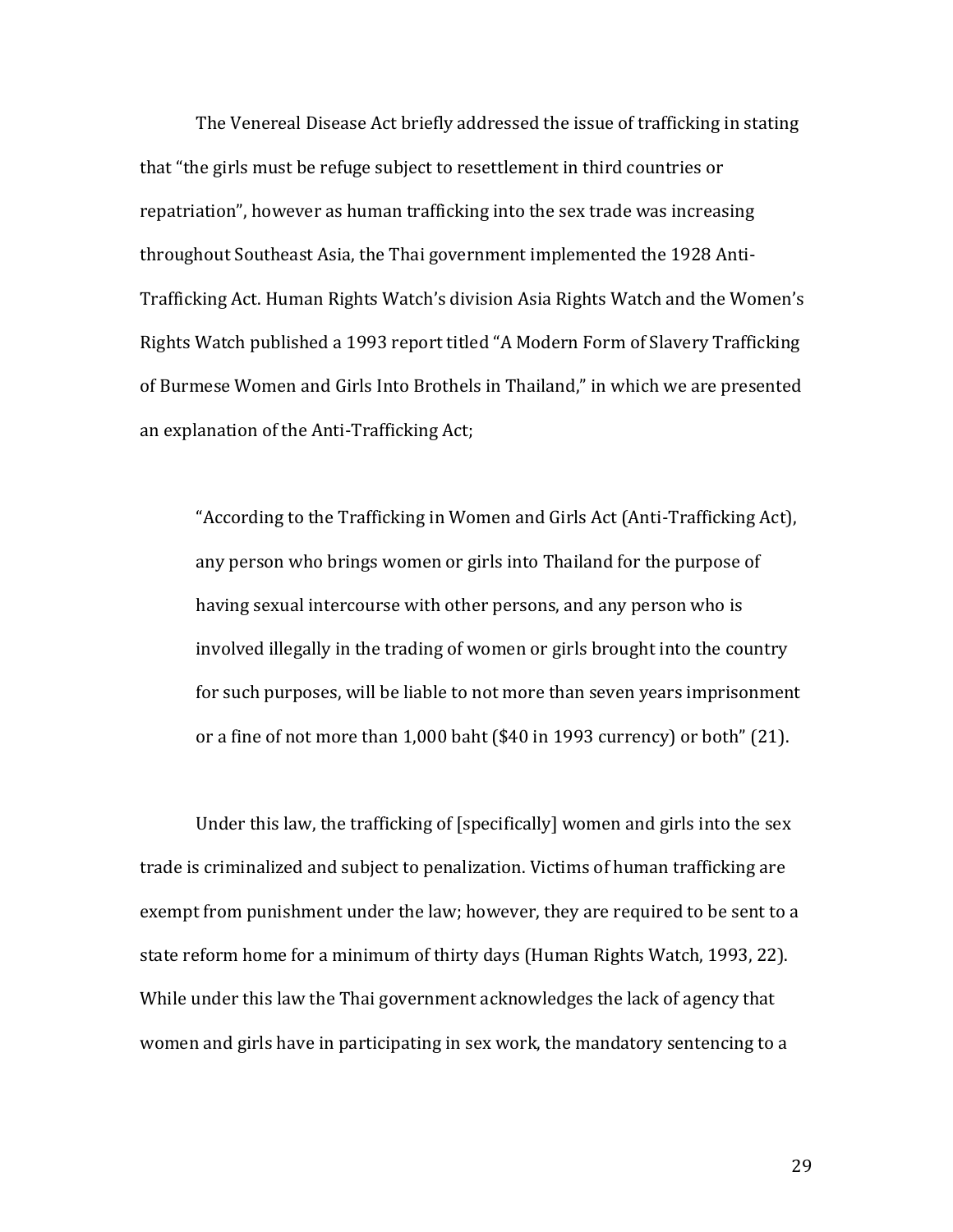The Venereal Disease Act briefly addressed the issue of trafficking in stating that "the girls must be refuge subject to resettlement in third countries or repatriation", however as human trafficking into the sex trade was increasing throughout Southeast Asia, the Thai government implemented the 1928 Anti-Trafficking Act. Human Rights Watch's division Asia Rights Watch and the Women's Rights Watch published a 1993 report titled "A Modern Form of Slavery Trafficking of Burmese Women and Girls Into Brothels in Thailand," in which we are presented an explanation of the Anti-Trafficking Act;

> "According to the Trafficking in Women and Girls Act (Anti-Trafficking Act), any person who brings women or girls into Thailand for the purpose of having sexual intercourse with other persons, and any person who is involved illegally in the trading of women or girls brought into the country for such purposes, will be liable to not more than seven years imprisonment or a fine of not more than 1,000 baht ($40 in 1993 currency) or both" (21).

Under this law, the trafficking of [specifically] women and girls into the sex trade is criminalized and subject to penalization. Victims of human trafficking are exempt from punishment under the law; however, they are required to be sent to a state reform home for a minimum of thirty days (Human Rights Watch, 1993, 22). While under this law the Thai government acknowledges the lack of agency that women and girls have in participating in sex work, the mandatory sentencing to a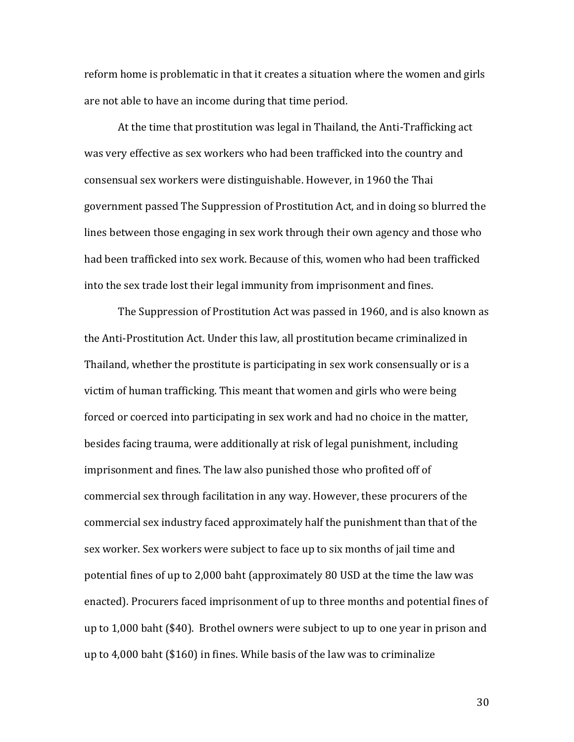reform home is problematic in that it creates a situation where the women and girls are not able to have an income during that time period.

At the time that prostitution was legal in Thailand, the Anti-Trafficking act was very effective as sex workers who had been trafficked into the country and consensual sex workers were distinguishable. However, in 1960 the Thai government passed The Suppression of Prostitution Act, and in doing so blurred the lines between those engaging in sex work through their own agency and those who had been trafficked into sex work. Because of this, women who had been trafficked into the sex trade lost their legal immunity from imprisonment and fines.

The Suppression of Prostitution Act was passed in 1960, and is also known as the Anti-Prostitution Act. Under this law, all prostitution became criminalized in Thailand, whether the prostitute is participating in sex work consensually or is a victim of human trafficking. This meant that women and girls who were being forced or coerced into participating in sex work and had no choice in the matter, besides facing trauma, were additionally at risk of legal punishment, including imprisonment and fines. The law also punished those who profited off of commercial sex through facilitation in any way. However, these procurers of the commercial sex industry faced approximately half the punishment than that of the sex worker. Sex workers were subject to face up to six months of jail time and potential fines of up to 2,000 baht (approximately 80 USD at the time the law was enacted). Procurers faced imprisonment of up to three months and potential fines of up to 1,000 baht ($40). Brothel owners were subject to up to one year in prison and up to 4,000 baht ($160) in fines. While basis of the law was to criminalize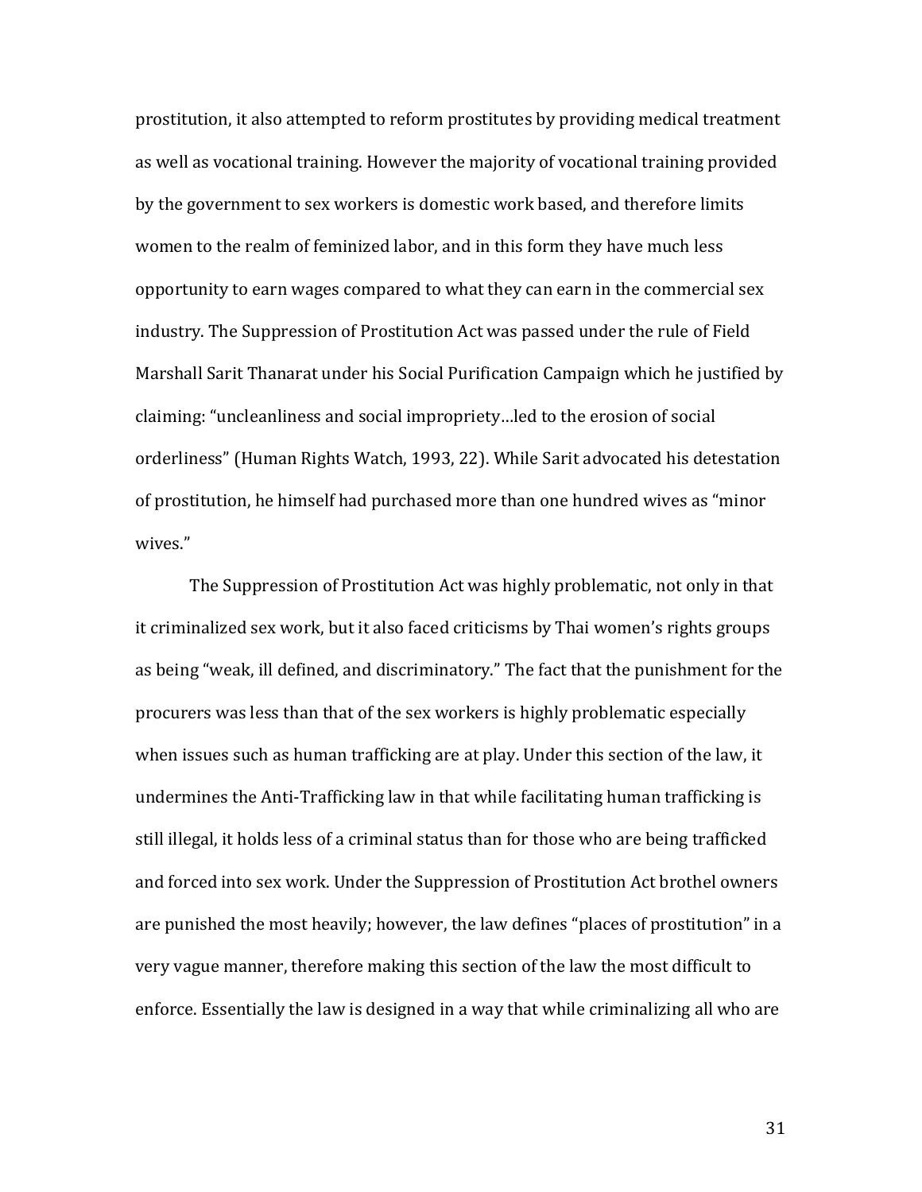prostitution, it also attempted to reform prostitutes by providing medical treatment as well as vocational training. However the majority of vocational training provided by the government to sex workers is domestic work based, and therefore limits women to the realm of feminized labor, and in this form they have much less opportunity to earn wages compared to what they can earn in the commercial sex industry. The Suppression of Prostitution Act was passed under the rule of Field Marshall Sarit Thanarat under his Social Purification Campaign which he justified by claiming: "uncleanliness and social impropriety…led to the erosion of social orderliness" (Human Rights Watch, 1993, 22). While Sarit advocated his detestation of prostitution, he himself had purchased more than one hundred wives as "minor wives."

The Suppression of Prostitution Act was highly problematic, not only in that it criminalized sex work, but it also faced criticisms by Thai women's rights groups as being "weak, ill defined, and discriminatory." The fact that the punishment for the procurers was less than that of the sex workers is highly problematic especially when issues such as human trafficking are at play. Under this section of the law, it undermines the Anti-Trafficking law in that while facilitating human trafficking is still illegal, it holds less of a criminal status than for those who are being trafficked and forced into sex work. Under the Suppression of Prostitution Act brothel owners are punished the most heavily; however, the law defines "places of prostitution" in a very vague manner, therefore making this section of the law the most difficult to enforce. Essentially the law is designed in a way that while criminalizing all who are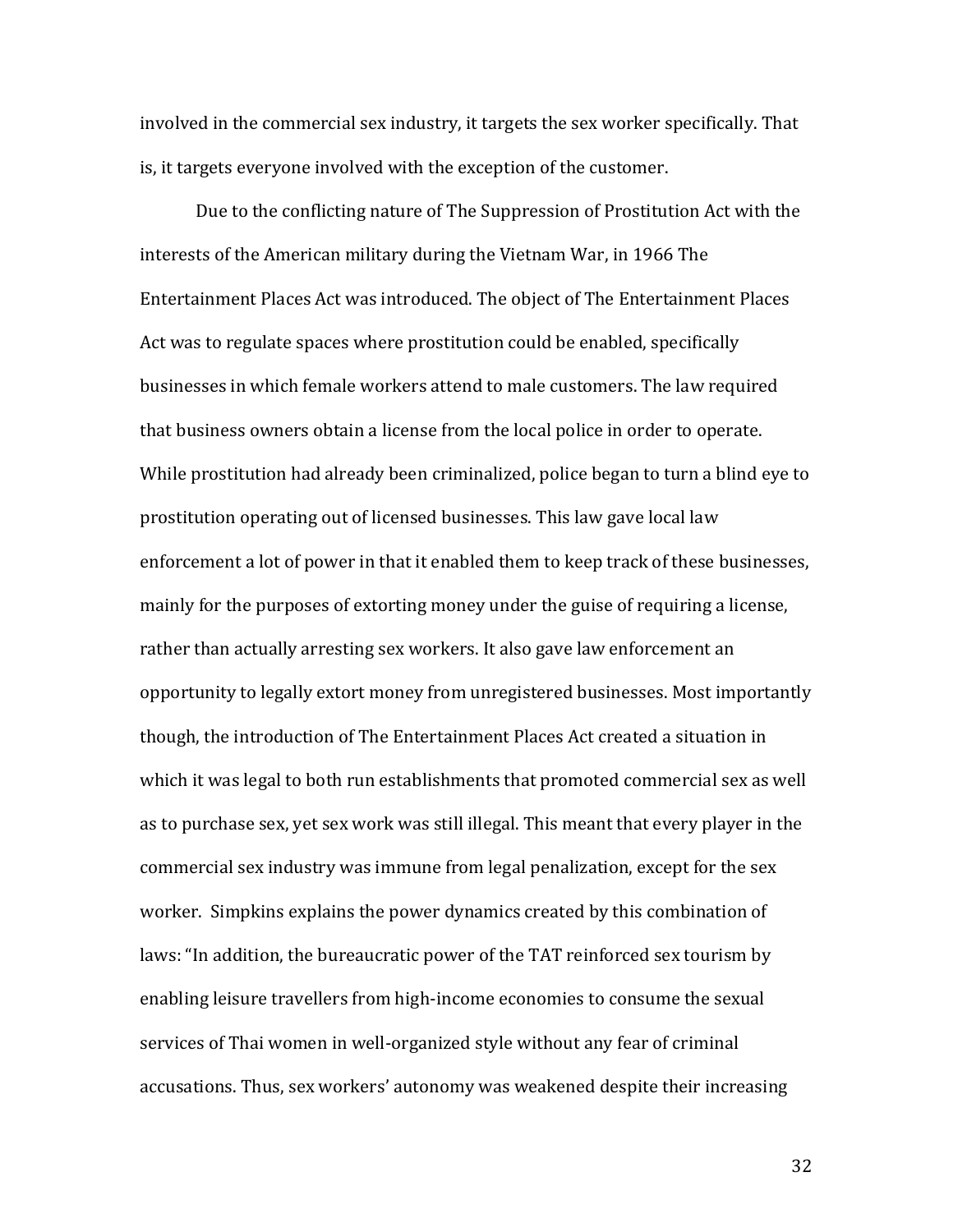involved in the commercial sex industry, it targets the sex worker specifically. That is, it targets everyone involved with the exception of the customer.

Due to the conflicting nature of The Suppression of Prostitution Act with the interests of the American military during the Vietnam War, in 1966 The Entertainment Places Act was introduced. The object of The Entertainment Places Act was to regulate spaces where prostitution could be enabled, specifically businesses in which female workers attend to male customers. The law required that business owners obtain a license from the local police in order to operate. While prostitution had already been criminalized, police began to turn a blind eye to prostitution operating out of licensed businesses. This law gave local law enforcement a lot of power in that it enabled them to keep track of these businesses, mainly for the purposes of extorting money under the guise of requiring a license, rather than actually arresting sex workers. It also gave law enforcement an opportunity to legally extort money from unregistered businesses. Most importantly though, the introduction of The Entertainment Places Act created a situation in which it was legal to both run establishments that promoted commercial sex as well as to purchase sex, yet sex work was still illegal. This meant that every player in the commercial sex industry was immune from legal penalization, except for the sex worker. Simpkins explains the power dynamics created by this combination of laws: "In addition, the bureaucratic power of the TAT reinforced sex tourism by enabling leisure travellers from high-income economies to consume the sexual services of Thai women in well-organized style without any fear of criminal accusations. Thus, sex workers' autonomy was weakened despite their increasing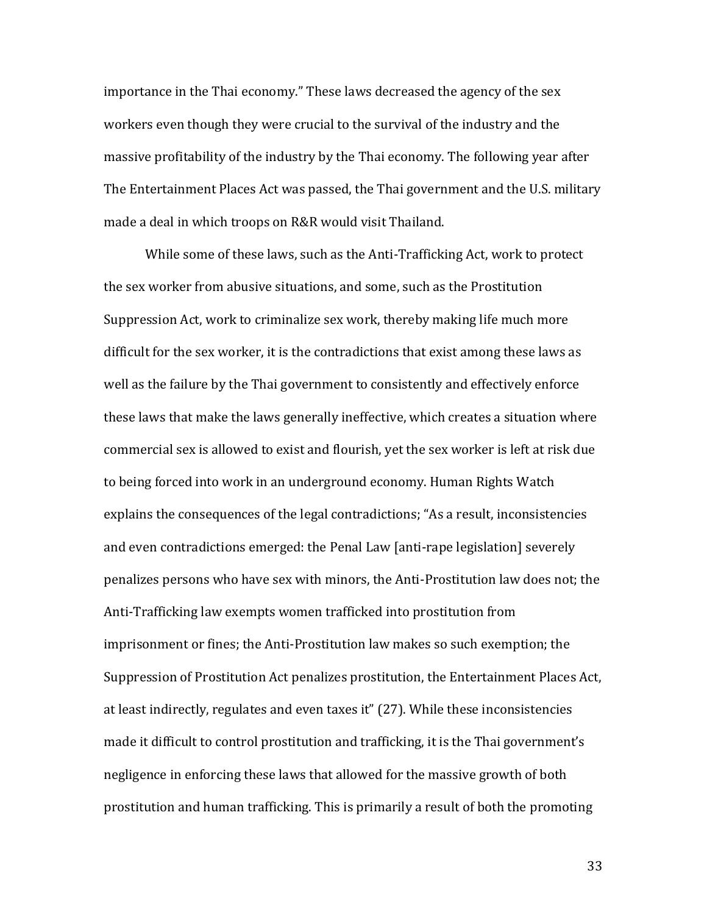importance in the Thai economy." These laws decreased the agency of the sex workers even though they were crucial to the survival of the industry and the massive profitability of the industry by the Thai economy. The following year after The Entertainment Places Act was passed, the Thai government and the U.S. military made a deal in which troops on R&R would visit Thailand.

While some of these laws, such as the Anti-Trafficking Act, work to protect the sex worker from abusive situations, and some, such as the Prostitution Suppression Act, work to criminalize sex work, thereby making life much more difficult for the sex worker, it is the contradictions that exist among these laws as well as the failure by the Thai government to consistently and effectively enforce these laws that make the laws generally ineffective, which creates a situation where commercial sex is allowed to exist and flourish, yet the sex worker is left at risk due to being forced into work in an underground economy. Human Rights Watch explains the consequences of the legal contradictions; "As a result, inconsistencies and even contradictions emerged: the Penal Law [anti-rape legislation] severely penalizes persons who have sex with minors, the Anti-Prostitution law does not; the Anti-Trafficking law exempts women trafficked into prostitution from imprisonment or fines; the Anti-Prostitution law makes so such exemption; the Suppression of Prostitution Act penalizes prostitution, the Entertainment Places Act, at least indirectly, regulates and even taxes it" (27). While these inconsistencies made it difficult to control prostitution and trafficking, it is the Thai government's negligence in enforcing these laws that allowed for the massive growth of both prostitution and human trafficking. This is primarily a result of both the promoting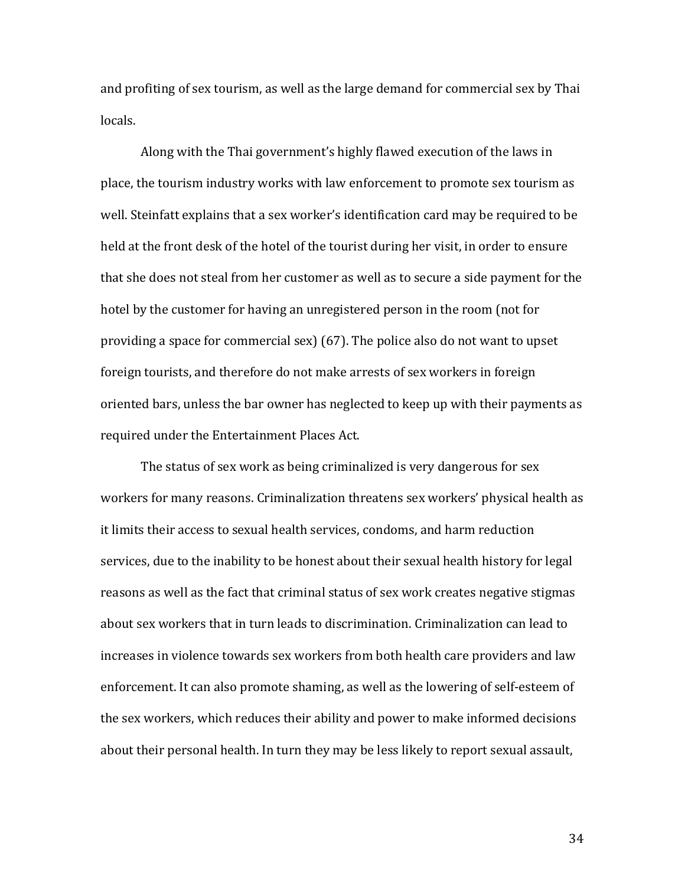and profiting of sex tourism, as well as the large demand for commercial sex by Thai locals.

Along with the Thai government's highly flawed execution of the laws in place, the tourism industry works with law enforcement to promote sex tourism as well. Steinfatt explains that a sex worker's identification card may be required to be held at the front desk of the hotel of the tourist during her visit, in order to ensure that she does not steal from her customer as well as to secure a side payment for the hotel by the customer for having an unregistered person in the room (not for providing a space for commercial sex) (67). The police also do not want to upset foreign tourists, and therefore do not make arrests of sex workers in foreign oriented bars, unless the bar owner has neglected to keep up with their payments as required under the Entertainment Places Act.

The status of sex work as being criminalized is very dangerous for sex workers for many reasons. Criminalization threatens sex workers' physical health as it limits their access to sexual health services, condoms, and harm reduction services, due to the inability to be honest about their sexual health history for legal reasons as well as the fact that criminal status of sex work creates negative stigmas about sex workers that in turn leads to discrimination. Criminalization can lead to increases in violence towards sex workers from both health care providers and law enforcement. It can also promote shaming, as well as the lowering of self-esteem of the sex workers, which reduces their ability and power to make informed decisions about their personal health. In turn they may be less likely to report sexual assault,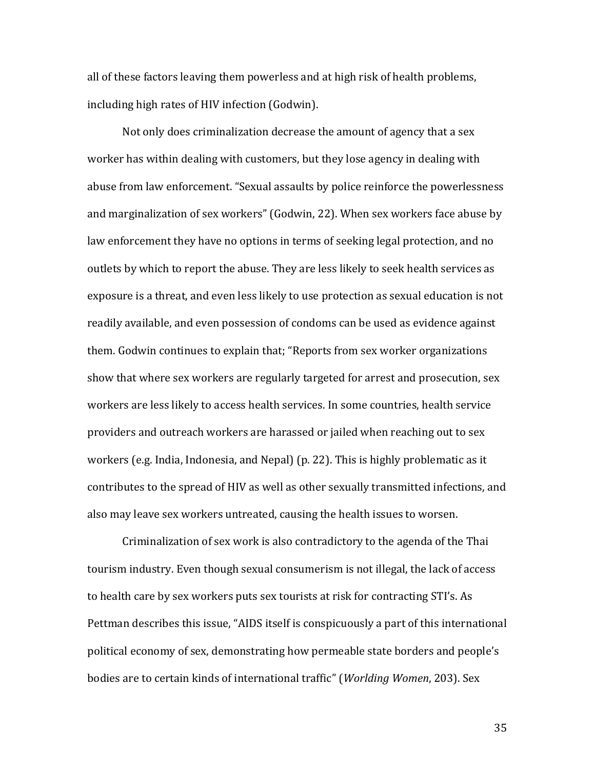all of these factors leaving them powerless and at high risk of health problems, including high rates of HIV infection (Godwin).

Not only does criminalization decrease the amount of agency that a sex worker has within dealing with customers, but they lose agency in dealing with abuse from law enforcement. "Sexual assaults by police reinforce the powerlessness and marginalization of sex workers" (Godwin, 22). When sex workers face abuse by law enforcement they have no options in terms of seeking legal protection, and no outlets by which to report the abuse. They are less likely to seek health services as exposure is a threat, and even less likely to use protection as sexual education is not readily available, and even possession of condoms can be used as evidence against them. Godwin continues to explain that; "Reports from sex worker organizations show that where sex workers are regularly targeted for arrest and prosecution, sex workers are less likely to access health services. In some countries, health service providers and outreach workers are harassed or jailed when reaching out to sex workers (e.g. India, Indonesia, and Nepal) (p. 22). This is highly problematic as it contributes to the spread of HIV as well as other sexually transmitted infections, and also may leave sex workers untreated, causing the health issues to worsen.

Criminalization of sex work is also contradictory to the agenda of the Thai tourism industry. Even though sexual consumerism is not illegal, the lack of access to health care by sex workers puts sex tourists at risk for contracting STI's. As Pettman describes this issue, "AIDS itself is conspicuously a part of this international political economy of sex, demonstrating how permeable state borders and people's bodies are to certain kinds of international traffic" (*Worlding Women*, 203). Sex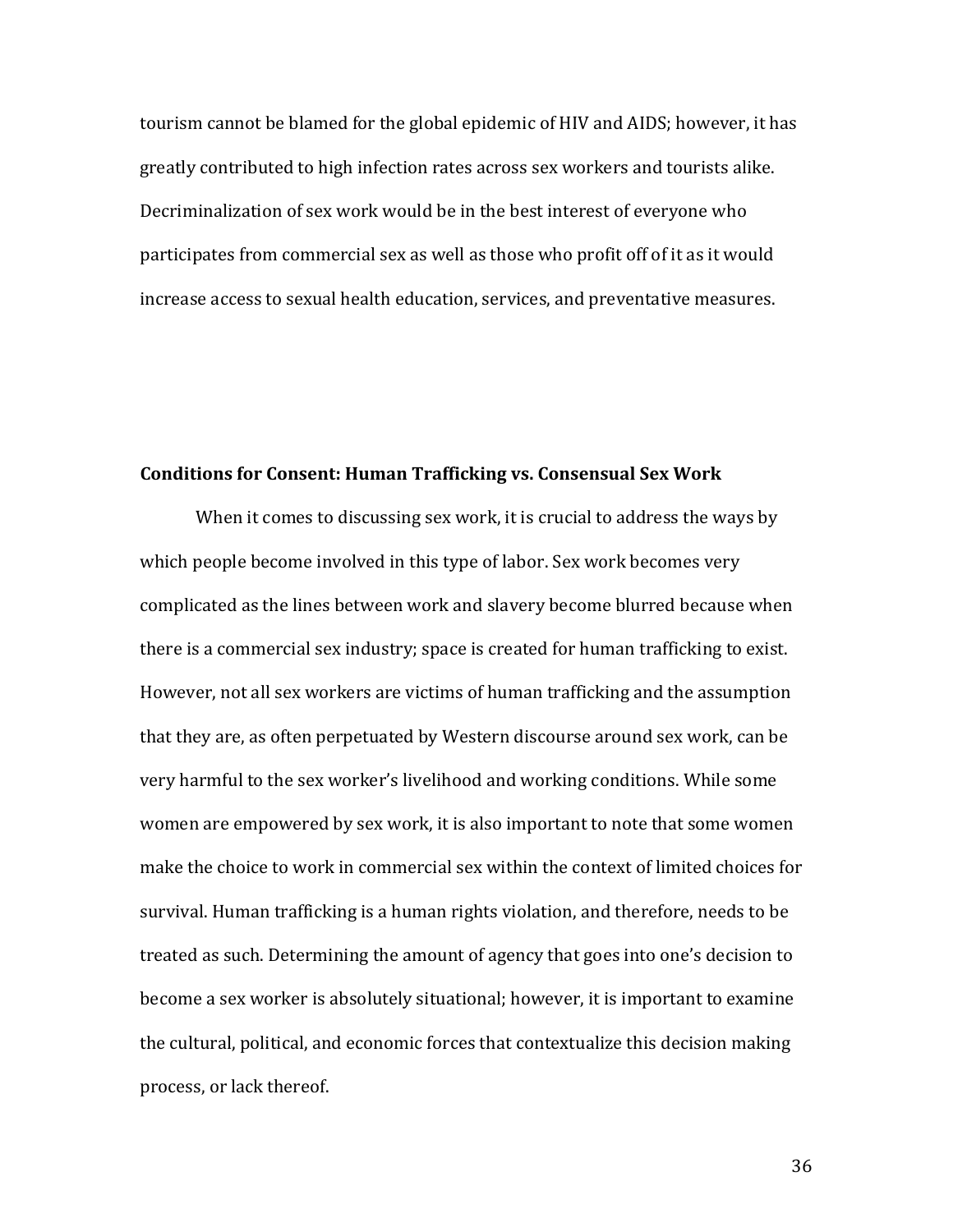tourism cannot be blamed for the global epidemic of HIV and AIDS; however, it has greatly contributed to high infection rates across sex workers and tourists alike. Decriminalization of sex work would be in the best interest of everyone who participates from commercial sex as well as those who profit off of it as it would increase access to sexual health education, services, and preventative measures.

**Conditions for Consent: Human Trafficking vs. Consensual Sex Work**

When it comes to discussing sex work, it is crucial to address the ways by which people become involved in this type of labor. Sex work becomes very complicated as the lines between work and slavery become blurred because when there is a commercial sex industry; space is created for human trafficking to exist. However, not all sex workers are victims of human trafficking and the assumption that they are, as often perpetuated by Western discourse around sex work, can be very harmful to the sex worker's livelihood and working conditions. While some women are empowered by sex work, it is also important to note that some women make the choice to work in commercial sex within the context of limited choices for survival. Human trafficking is a human rights violation, and therefore, needs to be treated as such. Determining the amount of agency that goes into one's decision to become a sex worker is absolutely situational; however, it is important to examine the cultural, political, and economic forces that contextualize this decision making process, or lack thereof.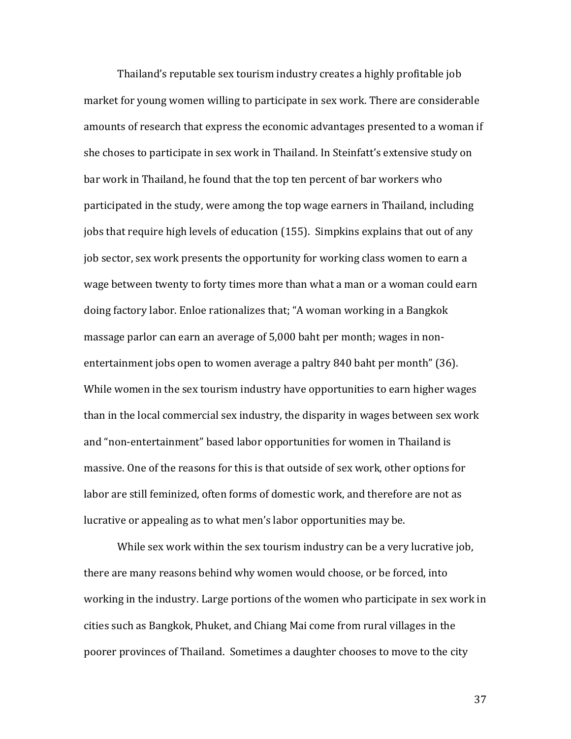Thailand's reputable sex tourism industry creates a highly profitable job market for young women willing to participate in sex work. There are considerable amounts of research that express the economic advantages presented to a woman if she choses to participate in sex work in Thailand. In Steinfatt's extensive study on bar work in Thailand, he found that the top ten percent of bar workers who participated in the study, were among the top wage earners in Thailand, including jobs that require high levels of education (155). Simpkins explains that out of any job sector, sex work presents the opportunity for working class women to earn a wage between twenty to forty times more than what a man or a woman could earn doing factory labor. Enloe rationalizes that; "A woman working in a Bangkok massage parlor can earn an average of 5,000 baht per month; wages in non-entertainment jobs open to women average a paltry 840 baht per month" (36). While women in the sex tourism industry have opportunities to earn higher wages than in the local commercial sex industry, the disparity in wages between sex work and "non-entertainment" based labor opportunities for women in Thailand is massive. One of the reasons for this is that outside of sex work, other options for labor are still feminized, often forms of domestic work, and therefore are not as lucrative or appealing as to what men's labor opportunities may be.

While sex work within the sex tourism industry can be a very lucrative job, there are many reasons behind why women would choose, or be forced, into working in the industry. Large portions of the women who participate in sex work in cities such as Bangkok, Phuket, and Chiang Mai come from rural villages in the poorer provinces of Thailand. Sometimes a daughter chooses to move to the city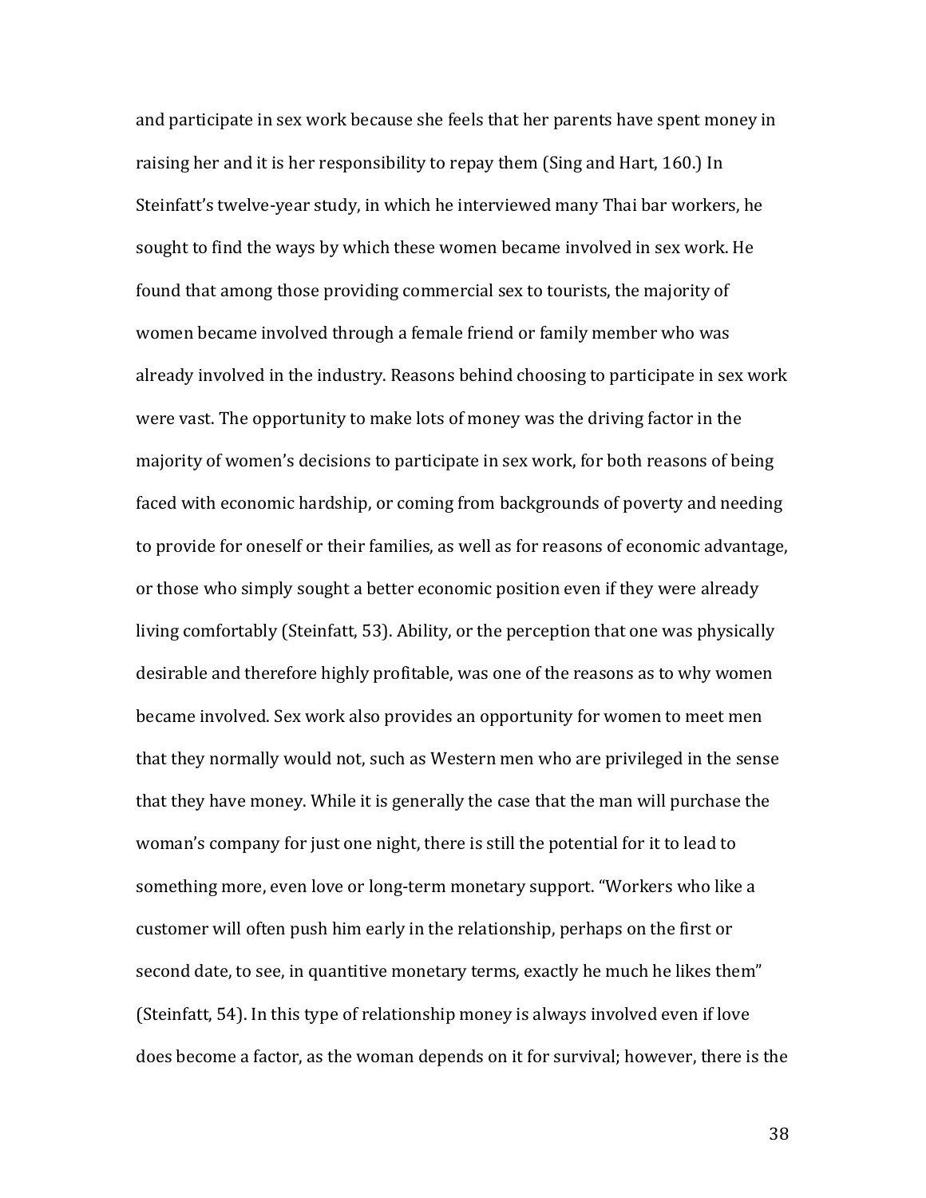and participate in sex work because she feels that her parents have spent money in raising her and it is her responsibility to repay them (Sing and Hart, 160.) In Steinfatt's twelve-year study, in which he interviewed many Thai bar workers, he sought to find the ways by which these women became involved in sex work. He found that among those providing commercial sex to tourists, the majority of women became involved through a female friend or family member who was already involved in the industry. Reasons behind choosing to participate in sex work were vast. The opportunity to make lots of money was the driving factor in the majority of women's decisions to participate in sex work, for both reasons of being faced with economic hardship, or coming from backgrounds of poverty and needing to provide for oneself or their families, as well as for reasons of economic advantage, or those who simply sought a better economic position even if they were already living comfortably (Steinfatt, 53). Ability, or the perception that one was physically desirable and therefore highly profitable, was one of the reasons as to why women became involved. Sex work also provides an opportunity for women to meet men that they normally would not, such as Western men who are privileged in the sense that they have money. While it is generally the case that the man will purchase the woman's company for just one night, there is still the potential for it to lead to something more, even love or long-term monetary support. "Workers who like a customer will often push him early in the relationship, perhaps on the first or second date, to see, in quantitive monetary terms, exactly he much he likes them" (Steinfatt, 54). In this type of relationship money is always involved even if love does become a factor, as the woman depends on it for survival; however, there is the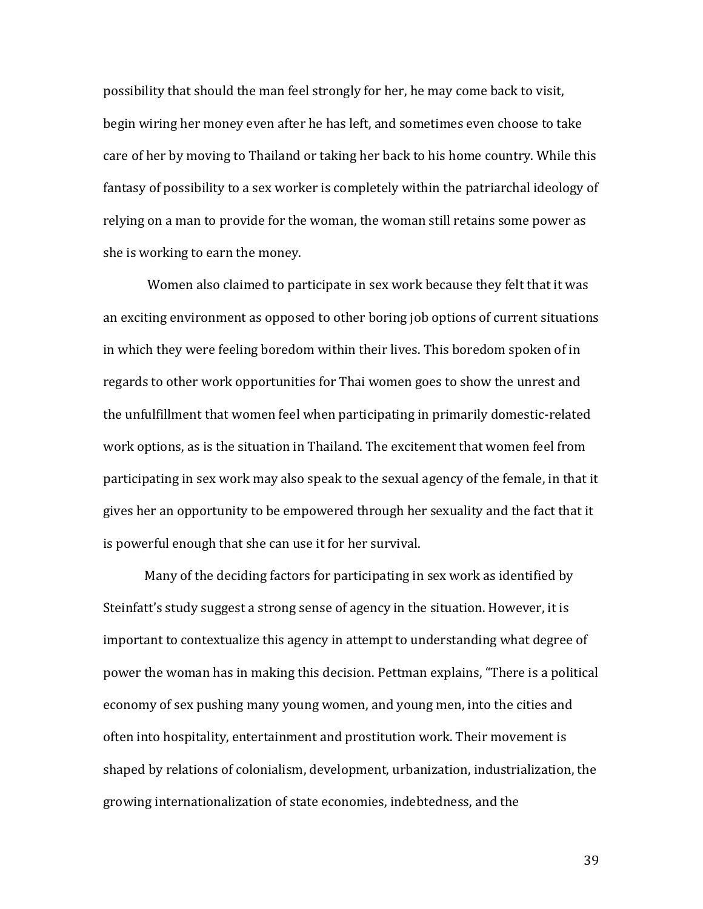possibility that should the man feel strongly for her, he may come back to visit, begin wiring her money even after he has left, and sometimes even choose to take care of her by moving to Thailand or taking her back to his home country. While this fantasy of possibility to a sex worker is completely within the patriarchal ideology of relying on a man to provide for the woman, the woman still retains some power as she is working to earn the money.

Women also claimed to participate in sex work because they felt that it was an exciting environment as opposed to other boring job options of current situations in which they were feeling boredom within their lives. This boredom spoken of in regards to other work opportunities for Thai women goes to show the unrest and the unfulfillment that women feel when participating in primarily domestic-related work options, as is the situation in Thailand. The excitement that women feel from participating in sex work may also speak to the sexual agency of the female, in that it gives her an opportunity to be empowered through her sexuality and the fact that it is powerful enough that she can use it for her survival.

Many of the deciding factors for participating in sex work as identified by Steinfatt's study suggest a strong sense of agency in the situation. However, it is important to contextualize this agency in attempt to understanding what degree of power the woman has in making this decision. Pettman explains, "There is a political economy of sex pushing many young women, and young men, into the cities and often into hospitality, entertainment and prostitution work. Their movement is shaped by relations of colonialism, development, urbanization, industrialization, the growing internationalization of state economies, indebtedness, and the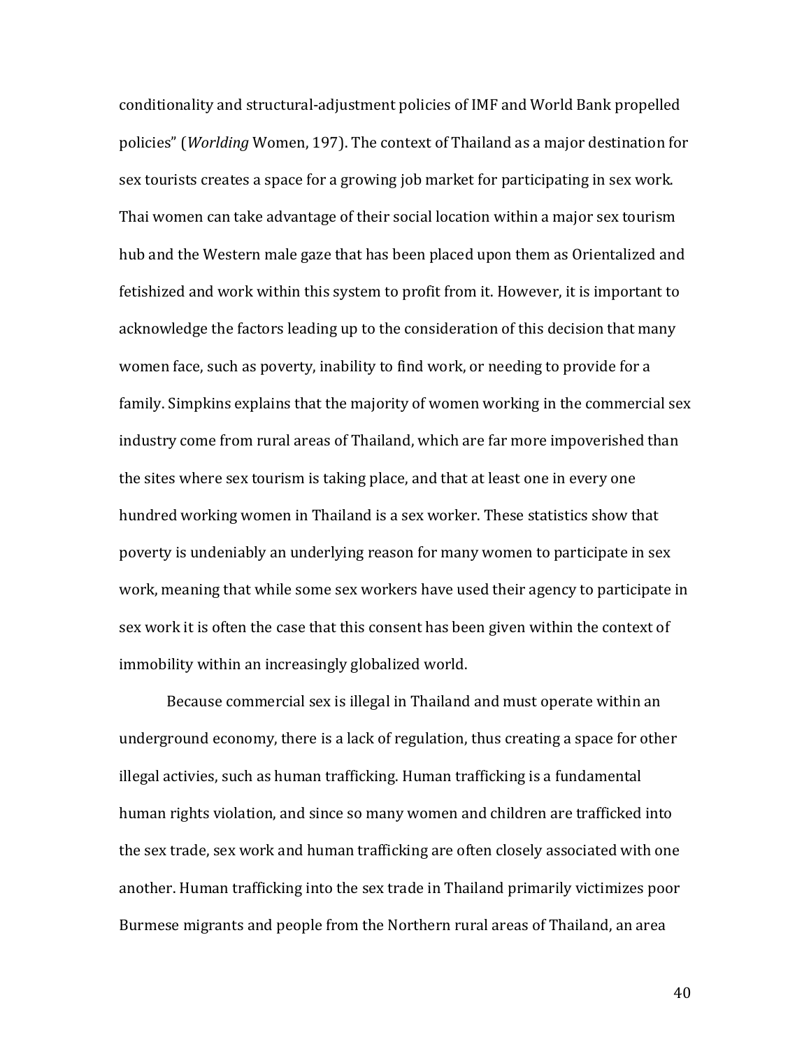conditionality and structural-adjustment policies of IMF and World Bank propelled policies" (*Worlding* Women, 197). The context of Thailand as a major destination for sex tourists creates a space for a growing job market for participating in sex work. Thai women can take advantage of their social location within a major sex tourism hub and the Western male gaze that has been placed upon them as Orientalized and fetishized and work within this system to profit from it. However, it is important to acknowledge the factors leading up to the consideration of this decision that many women face, such as poverty, inability to find work, or needing to provide for a family. Simpkins explains that the majority of women working in the commercial sex industry come from rural areas of Thailand, which are far more impoverished than the sites where sex tourism is taking place, and that at least one in every one hundred working women in Thailand is a sex worker. These statistics show that poverty is undeniably an underlying reason for many women to participate in sex work, meaning that while some sex workers have used their agency to participate in sex work it is often the case that this consent has been given within the context of immobility within an increasingly globalized world.

Because commercial sex is illegal in Thailand and must operate within an underground economy, there is a lack of regulation, thus creating a space for other illegal activies, such as human trafficking. Human trafficking is a fundamental human rights violation, and since so many women and children are trafficked into the sex trade, sex work and human trafficking are often closely associated with one another. Human trafficking into the sex trade in Thailand primarily victimizes poor Burmese migrants and people from the Northern rural areas of Thailand, an area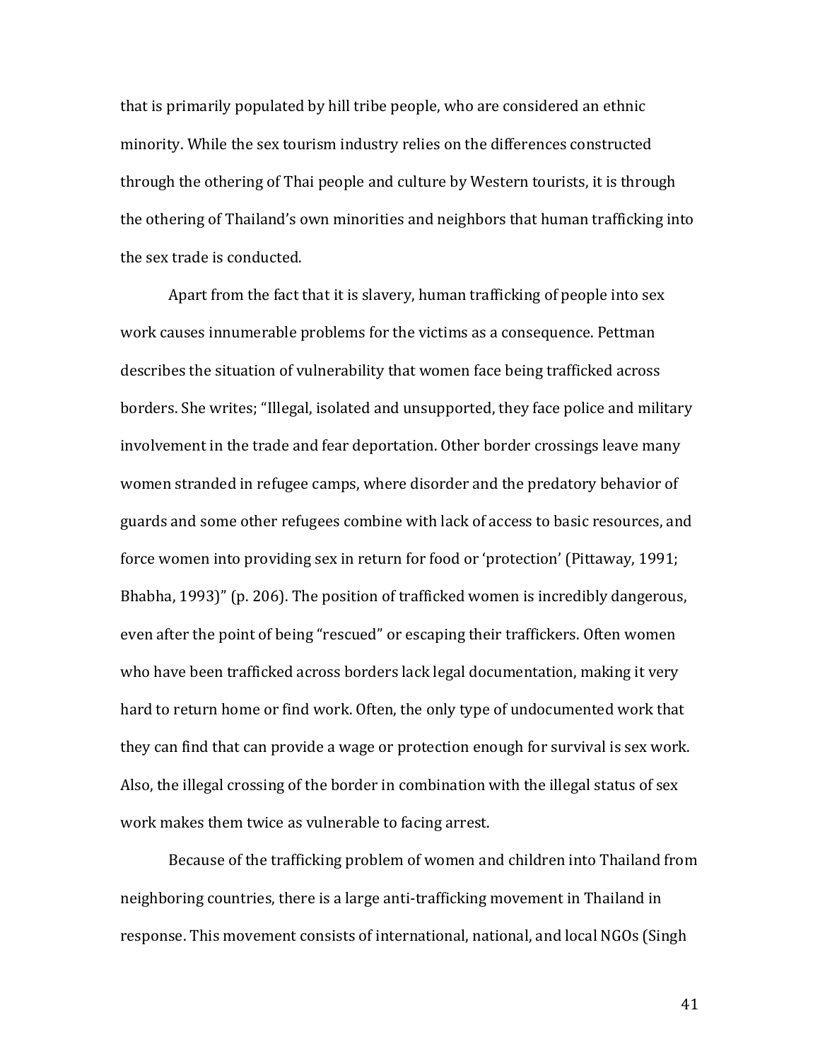that is primarily populated by hill tribe people, who are considered an ethnic minority. While the sex tourism industry relies on the differences constructed through the othering of Thai people and culture by Western tourists, it is through the othering of Thailand's own minorities and neighbors that human trafficking into the sex trade is conducted.

Apart from the fact that it is slavery, human trafficking of people into sex work causes innumerable problems for the victims as a consequence. Pettman describes the situation of vulnerability that women face being trafficked across borders. She writes; "Illegal, isolated and unsupported, they face police and military involvement in the trade and fear deportation. Other border crossings leave many women stranded in refugee camps, where disorder and the predatory behavior of guards and some other refugees combine with lack of access to basic resources, and force women into providing sex in return for food or 'protection' (Pittaway, 1991; Bhabha, 1993)" (p. 206). The position of trafficked women is incredibly dangerous, even after the point of being "rescued" or escaping their traffickers. Often women who have been trafficked across borders lack legal documentation, making it very hard to return home or find work. Often, the only type of undocumented work that they can find that can provide a wage or protection enough for survival is sex work. Also, the illegal crossing of the border in combination with the illegal status of sex work makes them twice as vulnerable to facing arrest.

Because of the trafficking problem of women and children into Thailand from neighboring countries, there is a large anti-trafficking movement in Thailand in response. This movement consists of international, national, and local NGOs (Singh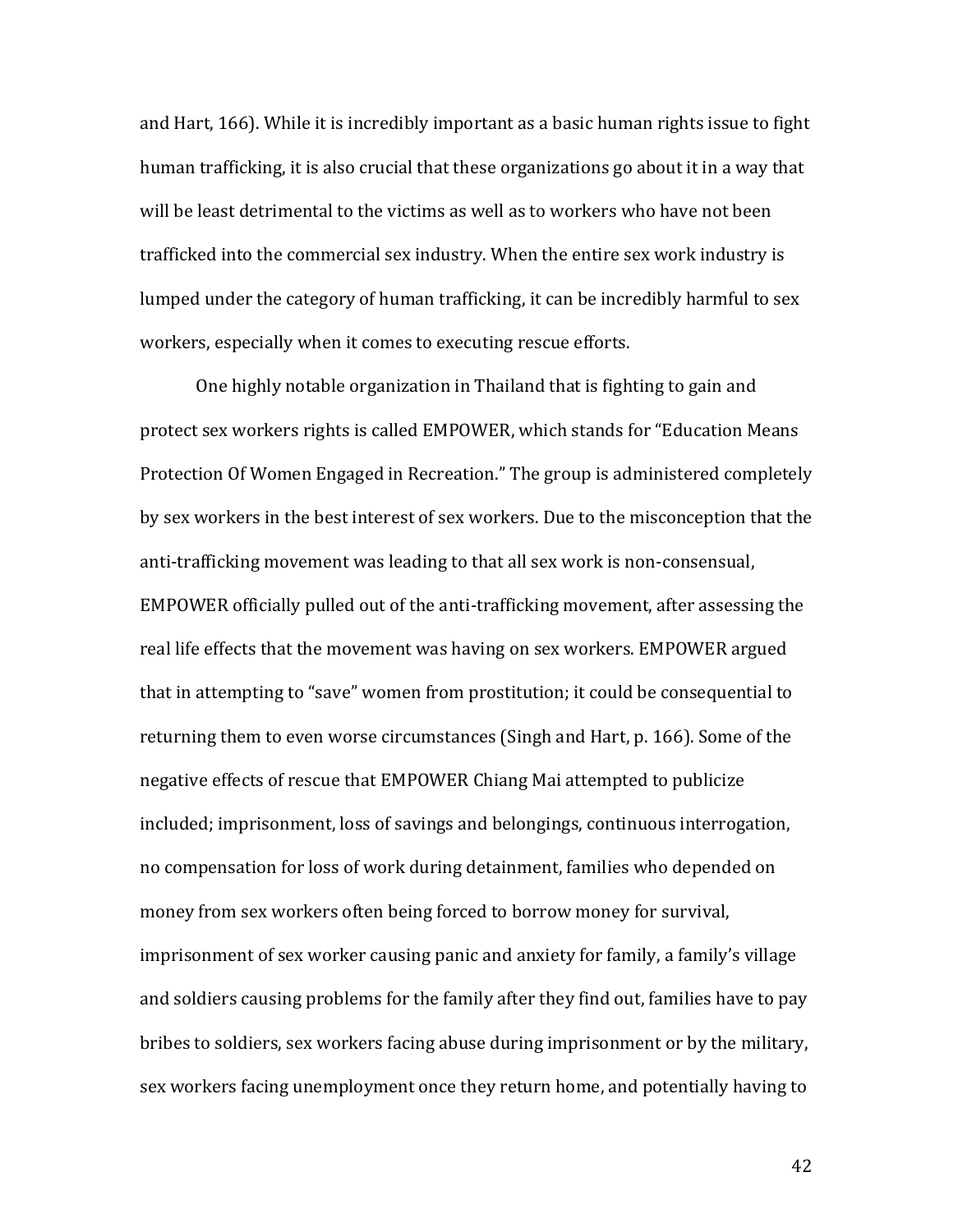and Hart, 166). While it is incredibly important as a basic human rights issue to fight human trafficking, it is also crucial that these organizations go about it in a way that will be least detrimental to the victims as well as to workers who have not been trafficked into the commercial sex industry. When the entire sex work industry is lumped under the category of human trafficking, it can be incredibly harmful to sex workers, especially when it comes to executing rescue efforts.

One highly notable organization in Thailand that is fighting to gain and protect sex workers rights is called EMPOWER, which stands for "Education Means Protection Of Women Engaged in Recreation." The group is administered completely by sex workers in the best interest of sex workers. Due to the misconception that the anti-trafficking movement was leading to that all sex work is non-consensual, EMPOWER officially pulled out of the anti-trafficking movement, after assessing the real life effects that the movement was having on sex workers. EMPOWER argued that in attempting to "save" women from prostitution; it could be consequential to returning them to even worse circumstances (Singh and Hart, p. 166). Some of the negative effects of rescue that EMPOWER Chiang Mai attempted to publicize included; imprisonment, loss of savings and belongings, continuous interrogation, no compensation for loss of work during detainment, families who depended on money from sex workers often being forced to borrow money for survival, imprisonment of sex worker causing panic and anxiety for family, a family's village and soldiers causing problems for the family after they find out, families have to pay bribes to soldiers, sex workers facing abuse during imprisonment or by the military, sex workers facing unemployment once they return home, and potentially having to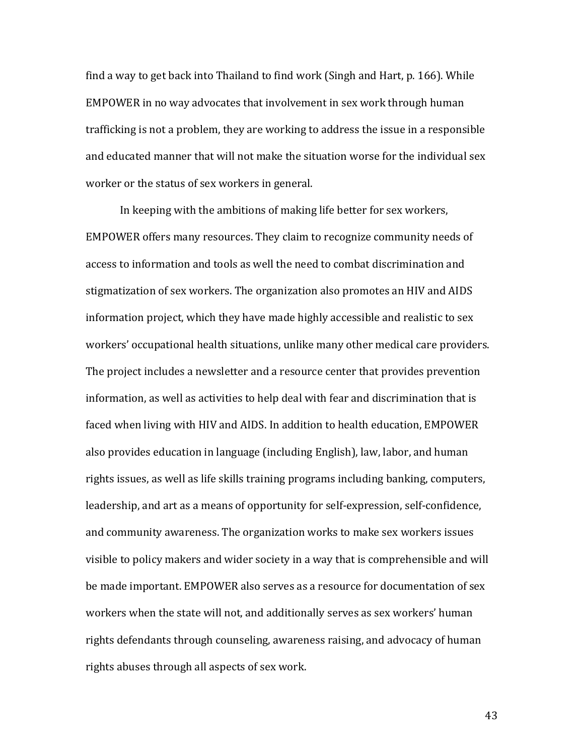find a way to get back into Thailand to find work (Singh and Hart, p. 166). While EMPOWER in no way advocates that involvement in sex work through human trafficking is not a problem, they are working to address the issue in a responsible and educated manner that will not make the situation worse for the individual sex worker or the status of sex workers in general.

In keeping with the ambitions of making life better for sex workers, EMPOWER offers many resources. They claim to recognize community needs of access to information and tools as well the need to combat discrimination and stigmatization of sex workers. The organization also promotes an HIV and AIDS information project, which they have made highly accessible and realistic to sex workers' occupational health situations, unlike many other medical care providers. The project includes a newsletter and a resource center that provides prevention information, as well as activities to help deal with fear and discrimination that is faced when living with HIV and AIDS. In addition to health education, EMPOWER also provides education in language (including English), law, labor, and human rights issues, as well as life skills training programs including banking, computers, leadership, and art as a means of opportunity for self-expression, self-confidence, and community awareness. The organization works to make sex workers issues visible to policy makers and wider society in a way that is comprehensible and will be made important. EMPOWER also serves as a resource for documentation of sex workers when the state will not, and additionally serves as sex workers' human rights defendants through counseling, awareness raising, and advocacy of human rights abuses through all aspects of sex work.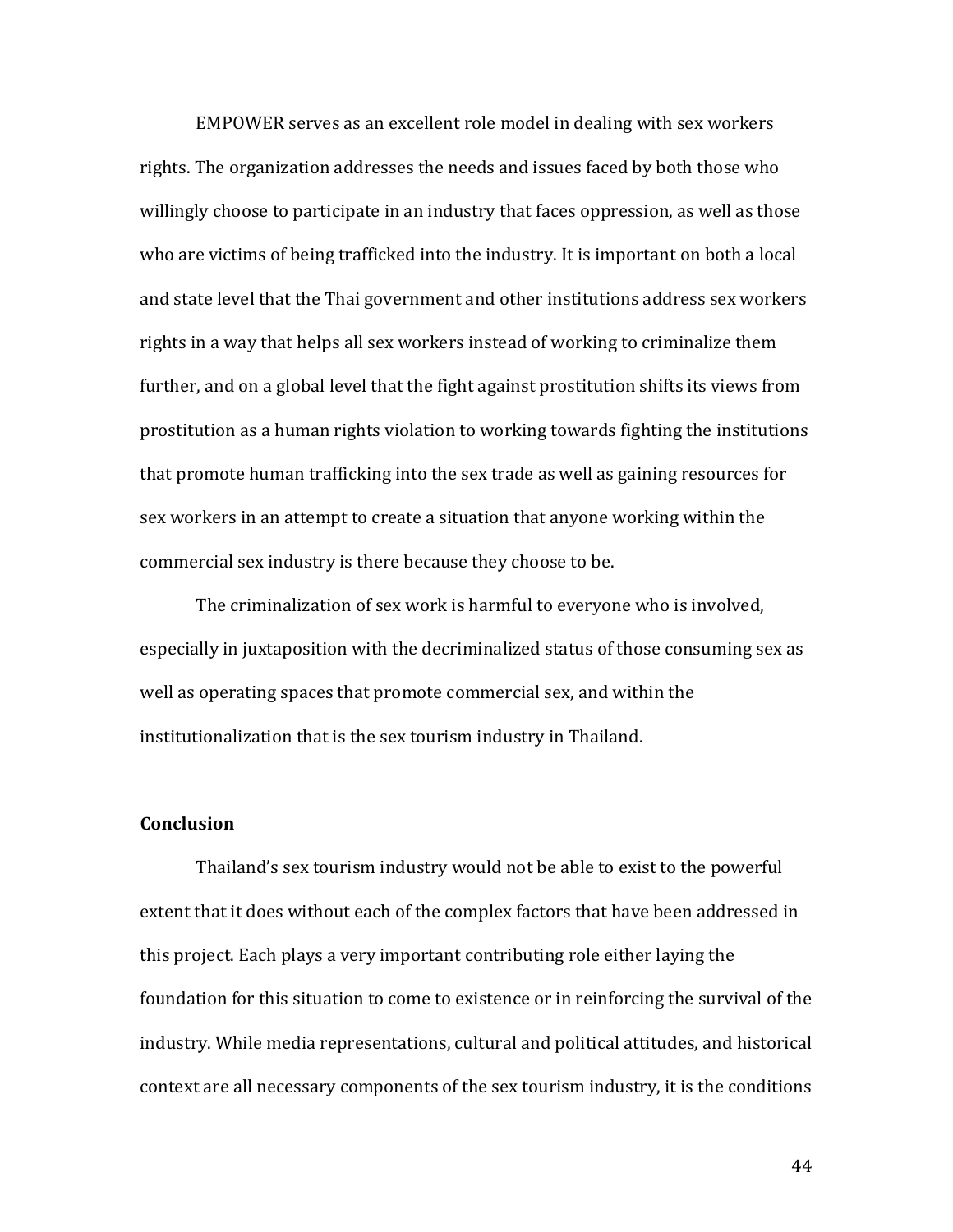EMPOWER serves as an excellent role model in dealing with sex workers rights. The organization addresses the needs and issues faced by both those who willingly choose to participate in an industry that faces oppression, as well as those who are victims of being trafficked into the industry. It is important on both a local and state level that the Thai government and other institutions address sex workers rights in a way that helps all sex workers instead of working to criminalize them further, and on a global level that the fight against prostitution shifts its views from prostitution as a human rights violation to working towards fighting the institutions that promote human trafficking into the sex trade as well as gaining resources for sex workers in an attempt to create a situation that anyone working within the commercial sex industry is there because they choose to be.

The criminalization of sex work is harmful to everyone who is involved, especially in juxtaposition with the decriminalized status of those consuming sex as well as operating spaces that promote commercial sex, and within the institutionalization that is the sex tourism industry in Thailand.

**Conclusion**

Thailand's sex tourism industry would not be able to exist to the powerful extent that it does without each of the complex factors that have been addressed in this project. Each plays a very important contributing role either laying the foundation for this situation to come to existence or in reinforcing the survival of the industry. While media representations, cultural and political attitudes, and historical context are all necessary components of the sex tourism industry, it is the conditions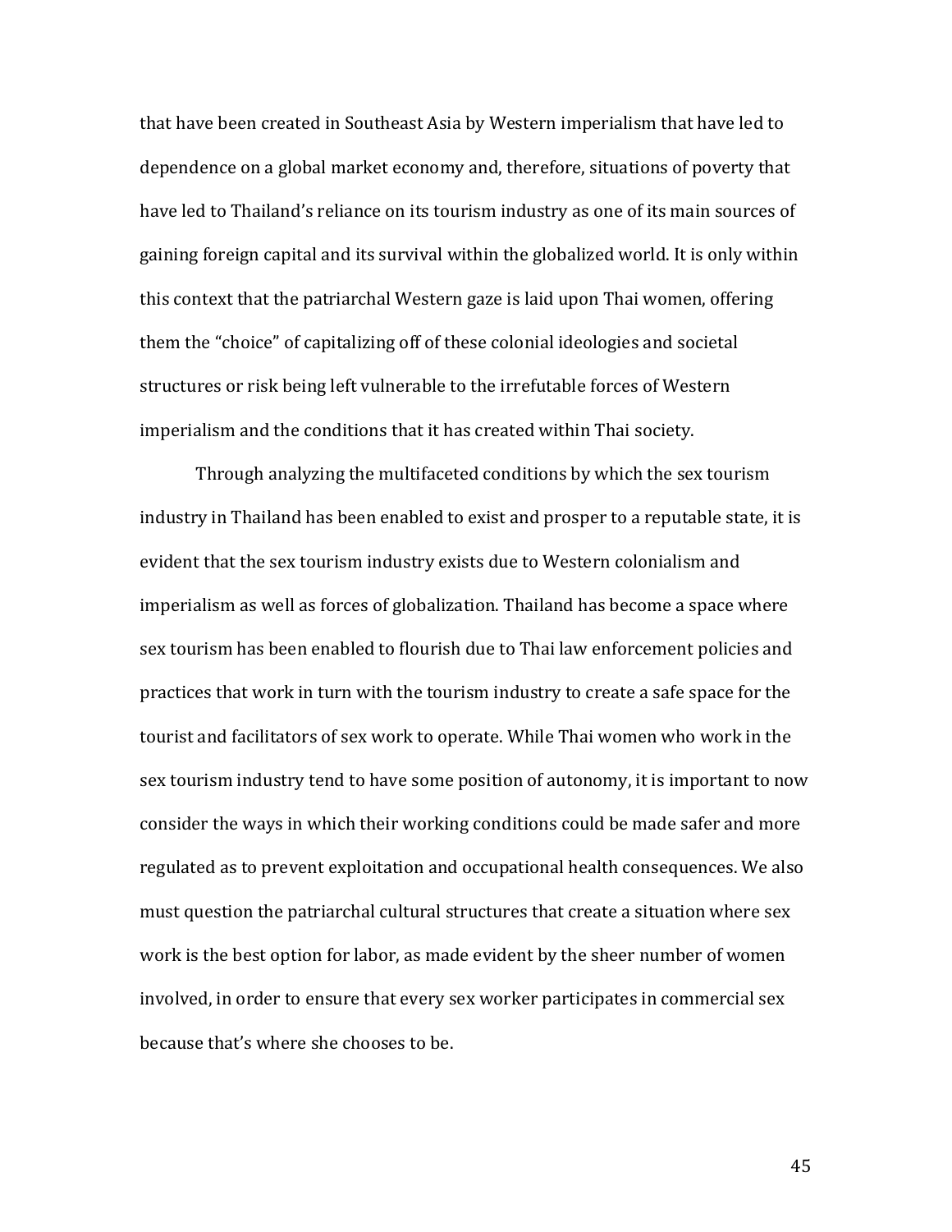that have been created in Southeast Asia by Western imperialism that have led to dependence on a global market economy and, therefore, situations of poverty that have led to Thailand's reliance on its tourism industry as one of its main sources of gaining foreign capital and its survival within the globalized world. It is only within this context that the patriarchal Western gaze is laid upon Thai women, offering them the "choice" of capitalizing off of these colonial ideologies and societal structures or risk being left vulnerable to the irrefutable forces of Western imperialism and the conditions that it has created within Thai society.

Through analyzing the multifaceted conditions by which the sex tourism industry in Thailand has been enabled to exist and prosper to a reputable state, it is evident that the sex tourism industry exists due to Western colonialism and imperialism as well as forces of globalization. Thailand has become a space where sex tourism has been enabled to flourish due to Thai law enforcement policies and practices that work in turn with the tourism industry to create a safe space for the tourist and facilitators of sex work to operate. While Thai women who work in the sex tourism industry tend to have some position of autonomy, it is important to now consider the ways in which their working conditions could be made safer and more regulated as to prevent exploitation and occupational health consequences. We also must question the patriarchal cultural structures that create a situation where sex work is the best option for labor, as made evident by the sheer number of women involved, in order to ensure that every sex worker participates in commercial sex because that's where she chooses to be.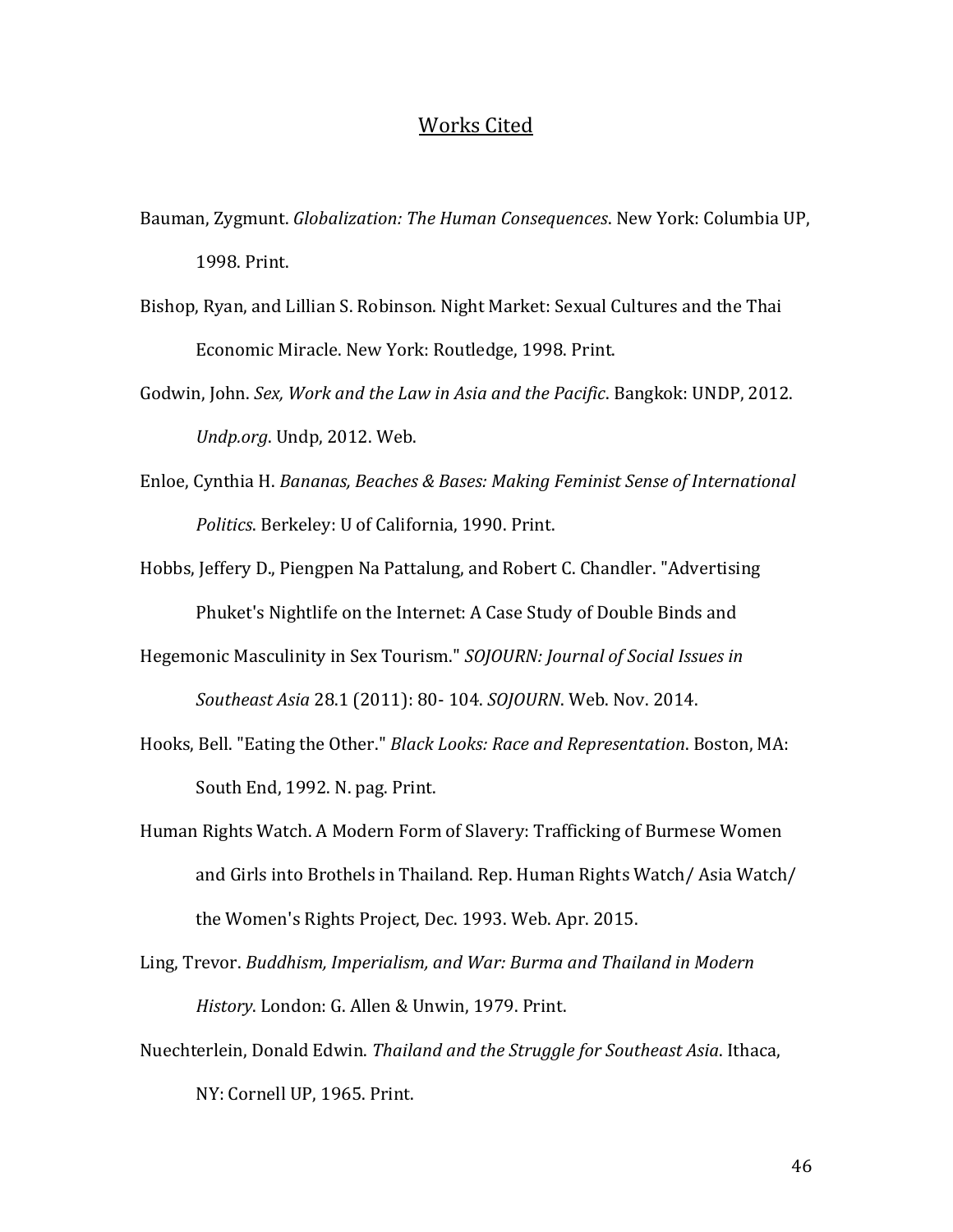# Works Cited

Bauman, Zygmunt. *Globalization: The Human Consequences*. New York: Columbia UP, 1998. Print.

Bishop, Ryan, and Lillian S. Robinson. Night Market: Sexual Cultures and the Thai Economic Miracle. New York: Routledge, 1998. Print.

Godwin, John. *Sex, Work and the Law in Asia and the Pacific*. Bangkok: UNDP, 2012. *Undp.org*. Undp, 2012. Web.

Enloe, Cynthia H. *Bananas, Beaches & Bases: Making Feminist Sense of International Politics*. Berkeley: U of California, 1990. Print.

Hobbs, Jeffery D., Piengpen Na Pattalung, and Robert C. Chandler. "Advertising Phuket's Nightlife on the Internet: A Case Study of Double Binds and Hegemonic Masculinity in Sex Tourism." *SOJOURN: Journal of Social Issues in Southeast Asia* 28.1 (2011): 80- 104. *SOJOURN*. Web. Nov. 2014.

Hooks, Bell. "Eating the Other." *Black Looks: Race and Representation*. Boston, MA: South End, 1992. N. pag. Print.

Human Rights Watch. A Modern Form of Slavery: Trafficking of Burmese Women and Girls into Brothels in Thailand. Rep. Human Rights Watch/ Asia Watch/ the Women's Rights Project, Dec. 1993. Web. Apr. 2015.

Ling, Trevor. *Buddhism, Imperialism, and War: Burma and Thailand in Modern History*. London: G. Allen & Unwin, 1979. Print.

Nuechterlein, Donald Edwin. *Thailand and the Struggle for Southeast Asia*. Ithaca, NY: Cornell UP, 1965. Print.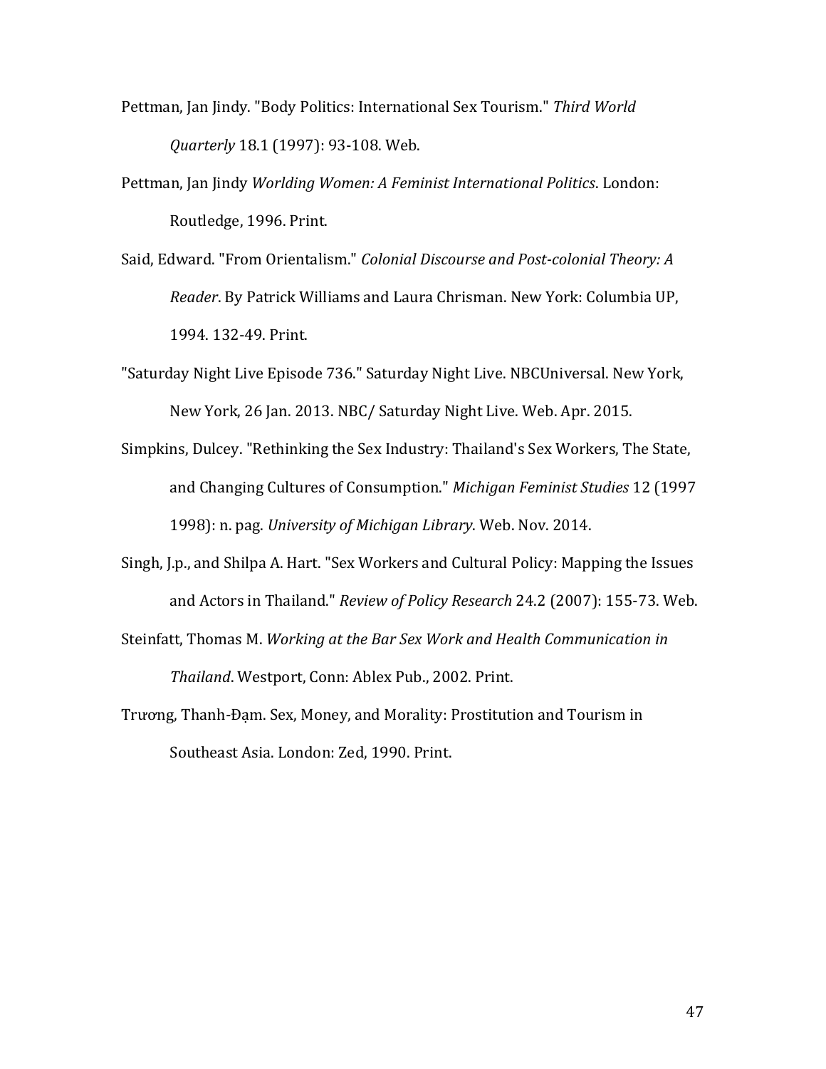Pettman, Jan Jindy. "Body Politics: International Sex Tourism." *Third World Quarterly* 18.1 (1997): 93-108. Web.

Pettman, Jan Jindy *Worlding Women: A Feminist International Politics*. London: Routledge, 1996. Print.

Said, Edward. "From Orientalism." *Colonial Discourse and Post-colonial Theory: A Reader*. By Patrick Williams and Laura Chrisman. New York: Columbia UP, 1994. 132-49. Print.

"Saturday Night Live Episode 736." Saturday Night Live. NBCUniversal. New York, New York, 26 Jan. 2013. NBC/ Saturday Night Live. Web. Apr. 2015.

Simpkins, Dulcey. "Rethinking the Sex Industry: Thailand's Sex Workers, The State, and Changing Cultures of Consumption." *Michigan Feminist Studies* 12 (1997 1998): n. pag. *University of Michigan Library*. Web. Nov. 2014.

Singh, J.p., and Shilpa A. Hart. "Sex Workers and Cultural Policy: Mapping the Issues and Actors in Thailand." *Review of Policy Research* 24.2 (2007): 155-73. Web.

Steinfatt, Thomas M. *Working at the Bar Sex Work and Health Communication in Thailand*. Westport, Conn: Ablex Pub., 2002. Print.

Trương, Thanh-Đạm. Sex, Money, and Morality: Prostitution and Tourism in Southeast Asia. London: Zed, 1990. Print.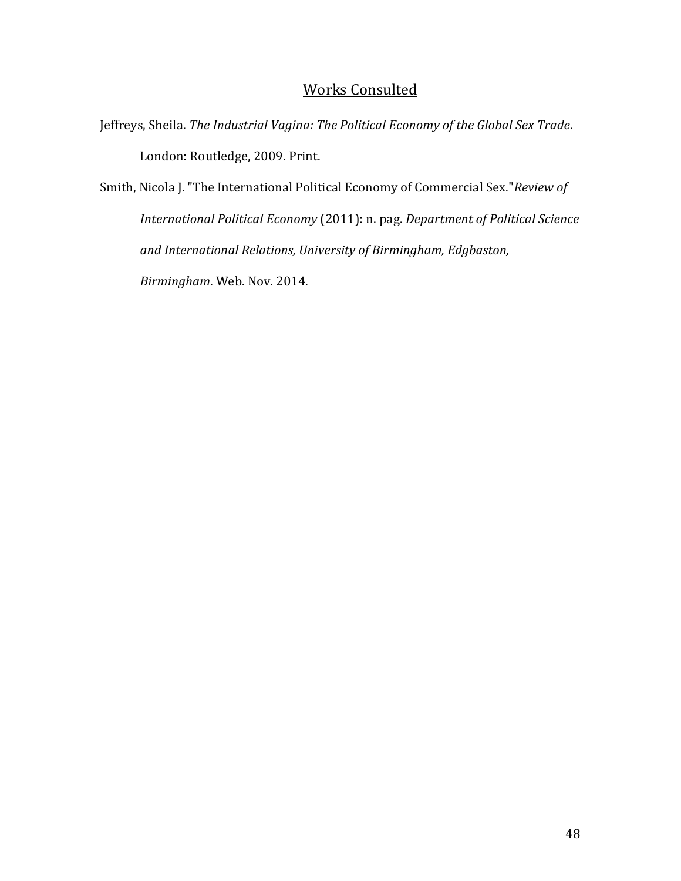## Works Consulted

Jeffreys, Sheila. *The Industrial Vagina: The Political Economy of the Global Sex Trade*. London: Routledge, 2009. Print.

Smith, Nicola J. "The International Political Economy of Commercial Sex."*Review of International Political Economy* (2011): n. pag. *Department of Political Science and International Relations, University of Birmingham, Edgbaston, Birmingham*. Web. Nov. 2014.